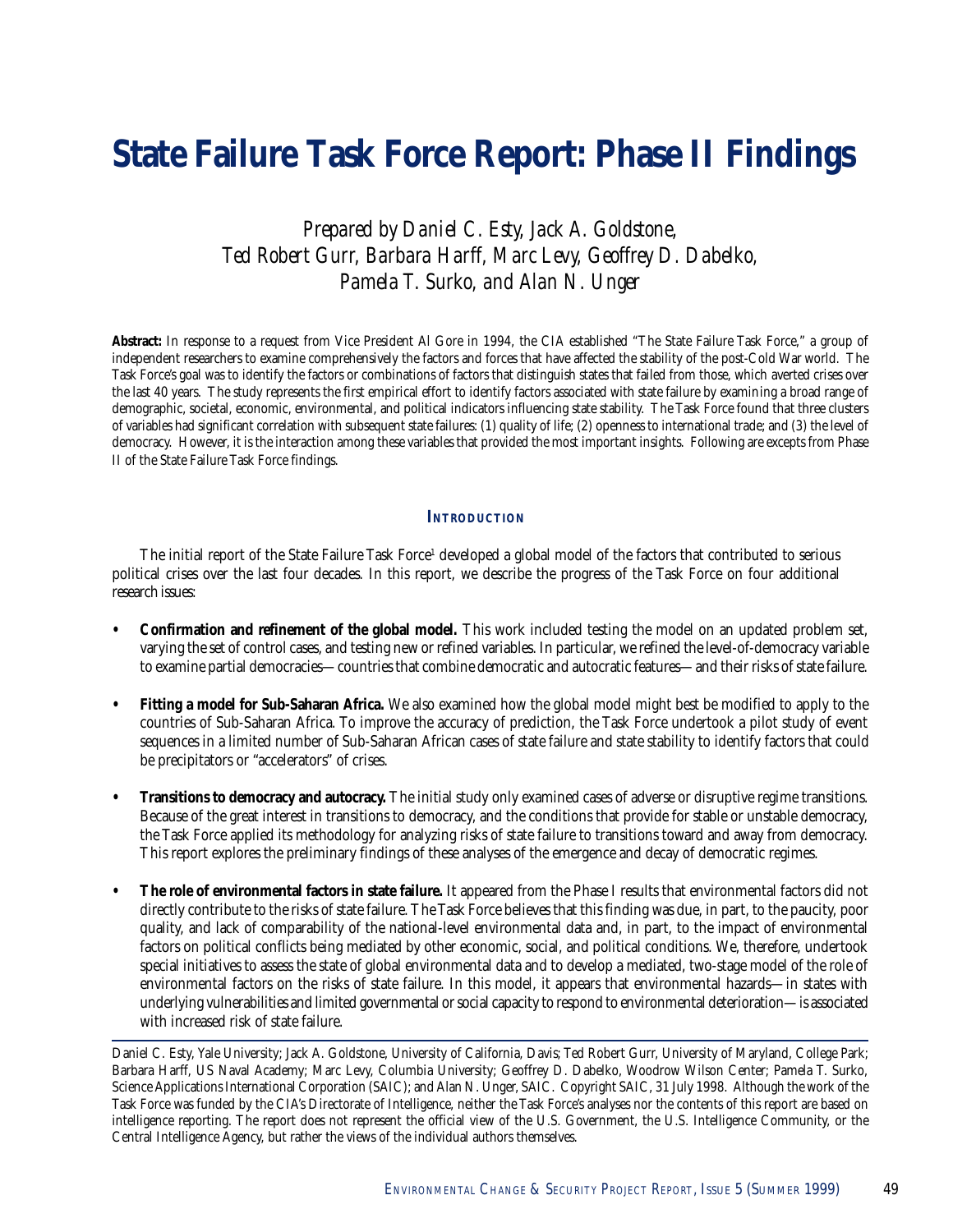# State Failure Task Force Report: Phase II Findings

*Prepared by Daniel C. Esty, Jack A. Goldstone, Ted Robert Gurr, Barbara Harff, Marc Levy, Geoffrey D. Dabelko, Pamela T. Surko, and Alan N. Unger*

**Abstract:** In response to a request from Vice President Al Gore in 1994, the CIA established "The State Failure Task Force," a group of independent researchers to examine comprehensively the factors and forces that have affected the stability of the post-Cold War world. The Task Force's goal was to identify the factors or combinations of factors that distinguish states that failed from those, which averted crises over the last 40 years. The study represents the first empirical effort to identify factors associated with state failure by examining a broad range of demographic, societal, economic, environmental, and political indicators influencing state stability. The Task Force found that three clusters of variables had significant correlation with subsequent state failures: (1) quality of life; (2) openness to international trade; and (3) the level of democracy. However, it is the interaction among these variables that provided the most important insights. Following are excepts from Phase II of the State Failure Task Force findings.

## Introduction

The initial report of the State Failure Task Force[1] developed a global model of the factors that contributed to serious political crises over the last four decades. In this report, we describe the progress of the Task Force on four additional research issues:

- **Confirmation and refinement of the global model.** This work included testing the model on an updated problem set, varying the set of control cases, and testing new or refined variables. In particular, we refined the level-of-democracy variable to examine partial democracies—countries that combine democratic and autocratic features—and their risks of state failure.
- **Fitting a model for Sub-Saharan Africa.** We also examined how the global model might best be modified to apply to the countries of Sub-Saharan Africa. To improve the accuracy of prediction, the Task Force undertook a pilot study of event sequences in a limited number of Sub-Saharan African cases of state failure and state stability to identify factors that could be precipitators or "accelerators" of crises.
- **Transitions to democracy and autocracy.** The initial study only examined cases of adverse or disruptive regime transitions. Because of the great interest in transitions to democracy, and the conditions that provide for stable or unstable democracy, the Task Force applied its methodology for analyzing risks of state failure to transitions toward and away from democracy. This report explores the preliminary findings of these analyses of the emergence and decay of democratic regimes.
- **The role of environmental factors in state failure.** It appeared from the Phase I results that environmental factors did not directly contribute to the risks of state failure. The Task Force believes that this finding was due, in part, to the paucity, poor quality, and lack of comparability of the national-level environmental data and, in part, to the impact of environmental factors on political conflicts being mediated by other economic, social, and political conditions. We, therefore, undertook special initiatives to assess the state of global environmental data and to develop a mediated, two-stage model of the role of environmental factors on the risks of state failure. In this model, it appears that environmental hazards—in states with underlying vulnerabilities and limited governmental or social capacity to respond to environmental deterioration—is associated with increased risk of state failure.

---

Daniel C. Esty, Yale University; Jack A. Goldstone, University of California, Davis; Ted Robert Gurr, University of Maryland, College Park; Barbara Harff, US Naval Academy; Marc Levy, Columbia University; Geoffrey D. Dabelko, Woodrow Wilson Center; Pamela T. Surko, Science Applications International Corporation (SAIC); and Alan N. Unger, SAIC. Copyright SAIC, 31 July 1998. Although the work of the Task Force was funded by the CIA's Directorate of Intelligence, neither the Task Force's analyses nor the contents of this report are based on intelligence reporting. The report does not represent the official view of the U.S. Government, the U.S. Intelligence Community, or the Central Intelligence Agency, but rather the views of the individual authors themselves.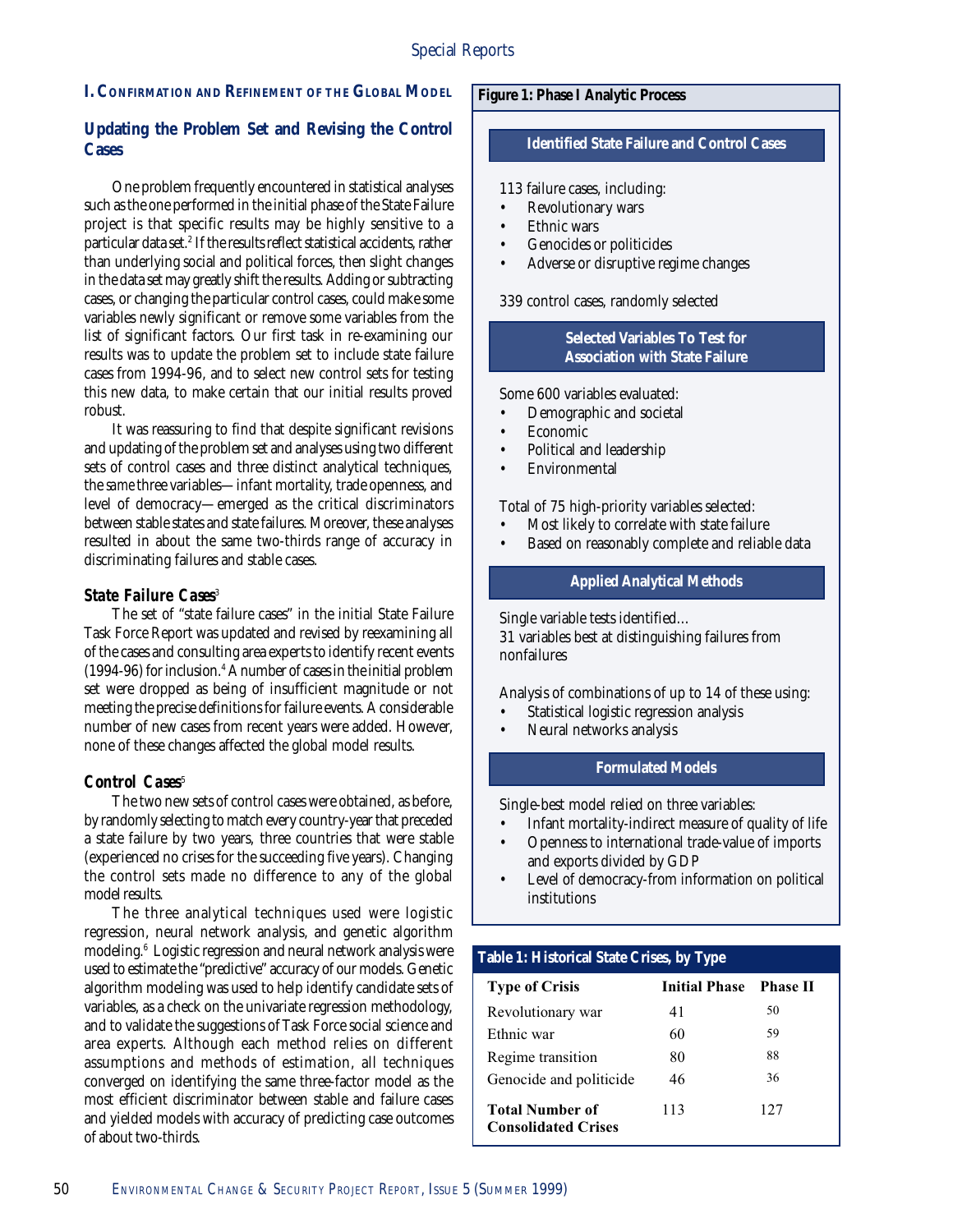## I. Confirmation and Refinement of the Global Model

### Updating the Problem Set and Revising the Control Cases

One problem frequently encountered in statistical analyses such as the one performed in the initial phase of the State Failure project is that specific results may be highly sensitive to a particular data set.[2] If the results reflect statistical accidents, rather than underlying social and political forces, then slight changes in the data set may greatly shift the results. Adding or subtracting cases, or changing the particular control cases, could make some variables newly significant or remove some variables from the list of significant factors. Our first task in re-examining our results was to update the problem set to include state failure cases from 1994-96, and to select new control sets for testing this new data, to make certain that our initial results proved robust.

It was reassuring to find that despite significant revisions and updating of the problem set and analyses using two different sets of control cases and three distinct analytical techniques, the *same* three variables—infant mortality, trade openness, and level of democracy—emerged as the critical discriminators between stable states and state failures. Moreover, these analyses resulted in about the same two-thirds range of accuracy in discriminating failures and stable cases.

#### *State Failure Cases*[3]

The set of "state failure cases" in the initial State Failure Task Force Report was updated and revised by reexamining all of the cases and consulting area experts to identify recent events (1994-96) for inclusion.[4] A number of cases in the initial problem set were dropped as being of insufficient magnitude or not meeting the precise definitions for failure events. A considerable number of new cases from recent years were added. However, none of these changes affected the global model results.

#### *Control Cases*[5]

The two new sets of control cases were obtained, as before, by randomly selecting to match every country-year that preceded a state failure by two years, three countries that were stable (experienced no crises for the succeeding five years). Changing the control sets made no difference to any of the global model results.

The three analytical techniques used were logistic regression, neural network analysis, and genetic algorithm modeling.[6] Logistic regression and neural network analysis were used to estimate the "predictive" accuracy of our models. Genetic algorithm modeling was used to help identify candidate sets of variables, as a check on the univariate regression methodology, and to validate the suggestions of Task Force social science and area experts. Although each method relies on different assumptions and methods of estimation, all techniques converged on identifying the same three-factor model as the most efficient discriminator between stable and failure cases and yielded models with accuracy of predicting case outcomes of about two-thirds.

**Figure 1: Phase I Analytic Process**

**Identified State Failure and Control Cases**

113 failure cases, including:

- Revolutionary wars
- Ethnic wars
- Genocides or politicides
- Adverse or disruptive regime changes

339 control cases, randomly selected

**Selected Variables To Test for Association with State Failure**

Some 600 variables evaluated:

- Demographic and societal
- Economic
- Political and leadership
- Environmental

Total of 75 high-priority variables selected:

- Most likely to correlate with state failure
- Based on reasonably complete and reliable data

**Applied Analytical Methods**

Single variable tests identified…
31 variables best at distinguishing failures from nonfailures

Analysis of combinations of up to 14 of these using:

- Statistical logistic regression analysis
- Neural networks analysis

**Formulated Models**

Single-best model relied on three variables:

- Infant mortality-indirect measure of quality of life
- Openness to international trade-value of imports and exports divided by GDP
- Level of democracy-from information on political institutions

**Table 1: Historical State Crises, by Type**

| Type of Crisis | Initial Phase | Phase II |
|---|---|---|
| Revolutionary war | 41 | 50 |
| Ethnic war | 60 | 59 |
| Regime transition | 80 | 88 |
| Genocide and politicide | 46 | 36 |
| **Total Number of Consolidated Crises** | 113 | 127 |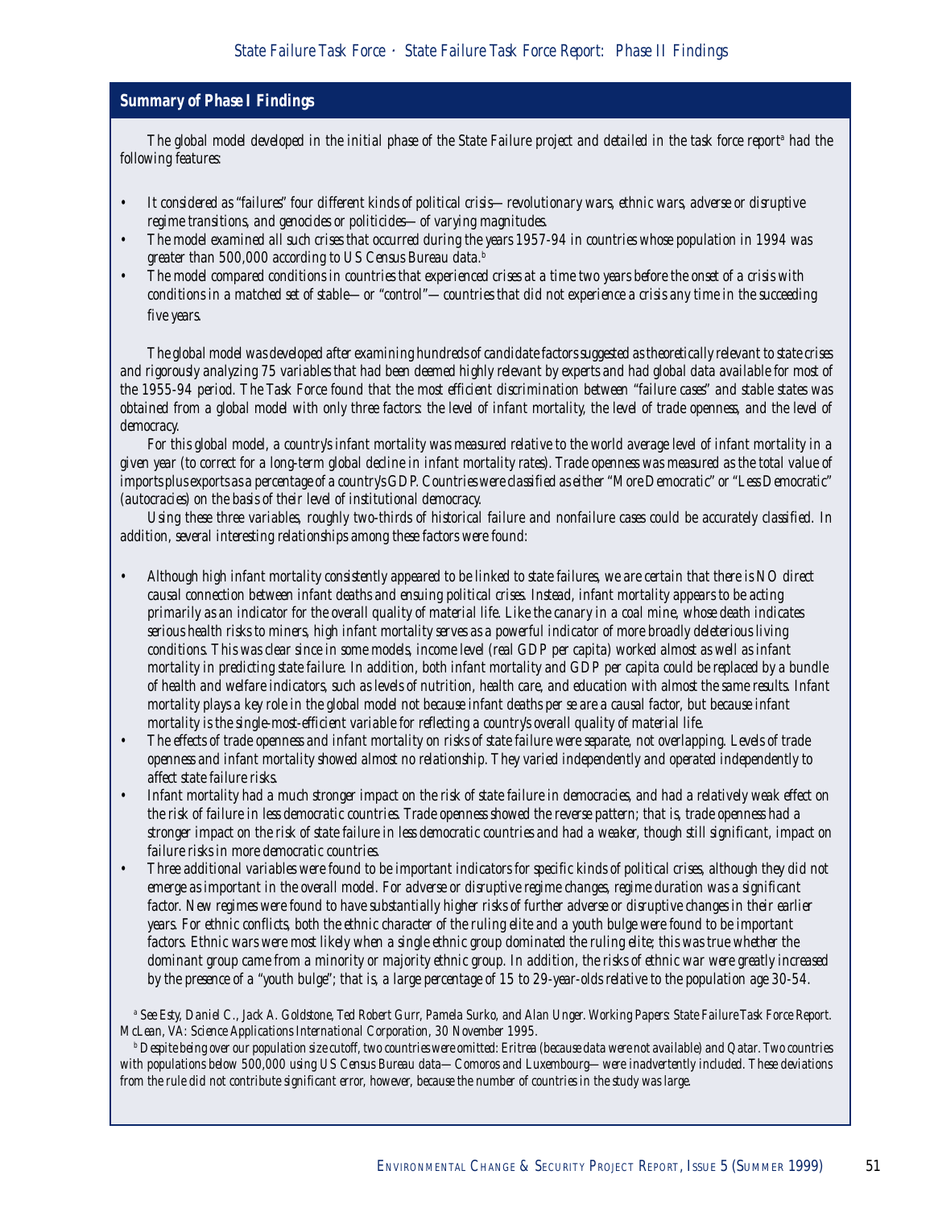## Summary of Phase I Findings

*The global model developed in the initial phase of the State Failure project and detailed in the task force report[a] had the following features:*

- *It considered as "failures" four different kinds of political crisis—revolutionary wars, ethnic wars, adverse or disruptive regime transitions, and genocides or politicides—of varying magnitudes.*
- *The model examined all such crises that occurred during the years 1957-94 in countries whose population in 1994 was greater than 500,000 according to US Census Bureau data.[b]*
- *The model compared conditions in countries that experienced crises at a time two years before the onset of a crisis with conditions in a matched set of stable—or "control"—countries that did not experience a crisis any time in the succeeding five years.*

*The global model was developed after examining hundreds of candidate factors suggested as theoretically relevant to state crises and rigorously analyzing 75 variables that had been deemed highly relevant by experts and had global data available for most of the 1955-94 period. The Task Force found that the most efficient discrimination between "failure cases" and stable states was obtained from a global model with only three factors: the level of infant mortality, the level of trade openness, and the level of democracy.*

*For this global model, a country's infant mortality was measured relative to the world average level of infant mortality in a given year (to correct for a long-term global decline in infant mortality rates). Trade openness was measured as the total value of imports plus exports as a percentage of a country's GDP. Countries were classified as either "More Democratic" or "Less Democratic" (autocracies) on the basis of their level of institutional democracy.*

*Using these three variables, roughly two-thirds of historical failure and nonfailure cases could be accurately classified. In addition, several interesting relationships among these factors were found:*

- *Although high infant mortality consistently appeared to be linked to state failures, we are certain that there is NO direct causal connection between infant deaths and ensuing political crises. Instead, infant mortality appears to be acting primarily as an indicator for the overall quality of material life. Like the canary in a coal mine, whose death indicates serious health risks to miners, high infant mortality serves as a powerful indicator of more broadly deleterious living conditions. This was clear since in some models, income level (real GDP per capita) worked almost as well as infant mortality in predicting state failure. In addition, both infant mortality and GDP per capita could be replaced by a bundle of health and welfare indicators, such as levels of nutrition, health care, and education with almost the same results. Infant mortality plays a key role in the global model not because infant deaths per se are a causal factor, but because infant mortality is the single-most-efficient variable for reflecting a country's overall quality of material life.*
- *The effects of trade openness and infant mortality on risks of state failure were separate, not overlapping. Levels of trade openness and infant mortality showed almost no relationship. They varied independently and operated independently to affect state failure risks.*
- *Infant mortality had a much stronger impact on the risk of state failure in democracies, and had a relatively weak effect on the risk of failure in less democratic countries. Trade openness showed the reverse pattern; that is, trade openness had a stronger impact on the risk of state failure in less democratic countries and had a weaker, though still significant, impact on failure risks in more democratic countries.*
- *Three additional variables were found to be important indicators for specific kinds of political crises, although they did not emerge as important in the overall model. For adverse or disruptive regime changes, regime duration was a significant factor. New regimes were found to have substantially higher risks of further adverse or disruptive changes in their earlier years. For ethnic conflicts, both the ethnic character of the ruling elite and a youth bulge were found to be important factors. Ethnic wars were most likely when a single ethnic group dominated the ruling elite; this was true whether the dominant group came from a minority or majority ethnic group. In addition, the risks of ethnic war were greatly increased by the presence of a "youth bulge"; that is, a large percentage of 15 to 29-year-olds relative to the population age 30-54.*

[a] *See Esty, Daniel C., Jack A. Goldstone, Ted Robert Gurr, Pamela Surko, and Alan Unger. Working Papers: State Failure Task Force Report. McLean, VA: Science Applications International Corporation, 30 November 1995.*

[b] *Despite being over our population size cutoff, two countries were omitted: Eritrea (because data were not available) and Qatar. Two countries with populations below 500,000 using US Census Bureau data—Comoros and Luxembourg—were inadvertently included. These deviations from the rule did not contribute significant error, however, because the number of countries in the study was large.*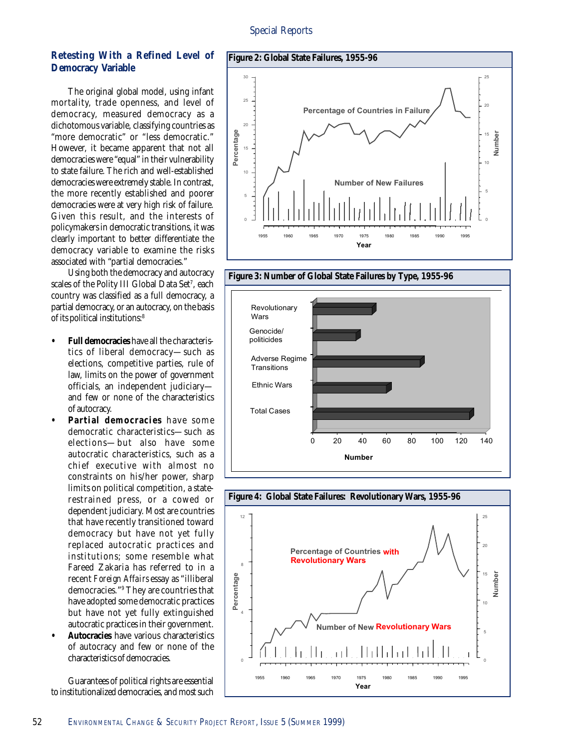## Retesting With a Refined Level of Democracy Variable

The original global model, using infant mortality, trade openness, and level of democracy, measured democracy as a dichotomous variable, classifying countries as "more democratic" or "less democratic." However, it became apparent that not all democracies were "equal" in their vulnerability to state failure. The rich and well-established democracies were extremely stable. In contrast, the more recently established and poorer democracies were at very high risk of failure. Given this result, and the interests of policymakers in democratic transitions, it was clearly important to better differentiate the democracy variable to examine the risks associated with "partial democracies."

Using both the democracy and autocracy scales of the Polity III Global Data Set[7], each country was classified as a full democracy, a partial democracy, or an autocracy, on the basis of its political institutions:[8]

- **Full democracies** have all the characteristics of liberal democracy—such as elections, competitive parties, rule of law, limits on the power of government officials, an independent judiciary—and few or none of the characteristics of autocracy.
- **Partial democracies** have some democratic characteristics—such as elections—but also have some autocratic characteristics, such as a chief executive with almost no constraints on his/her power, sharp limits on political competition, a state-restrained press, or a cowed or dependent judiciary. Most are countries that have recently transitioned toward democracy but have not yet fully replaced autocratic practices and institutions; some resemble what Fareed Zakaria has referred to in a recent *Foreign Affairs* essay as "illiberal democracies."[9] They are countries that have adopted some democratic practices but have not yet fully extinguished autocratic practices in their government.
- **Autocracies** have various characteristics of autocracy and few or none of the characteristics of democracies.

Guarantees of political rights are essential to institutionalized democracies, and most such

**Figure 2: Global State Failures, 1955-96**

**Figure 3: Number of Global State Failures by Type, 1955-96**

**Figure 4: Global State Failures: Revolutionary Wars, 1955-96**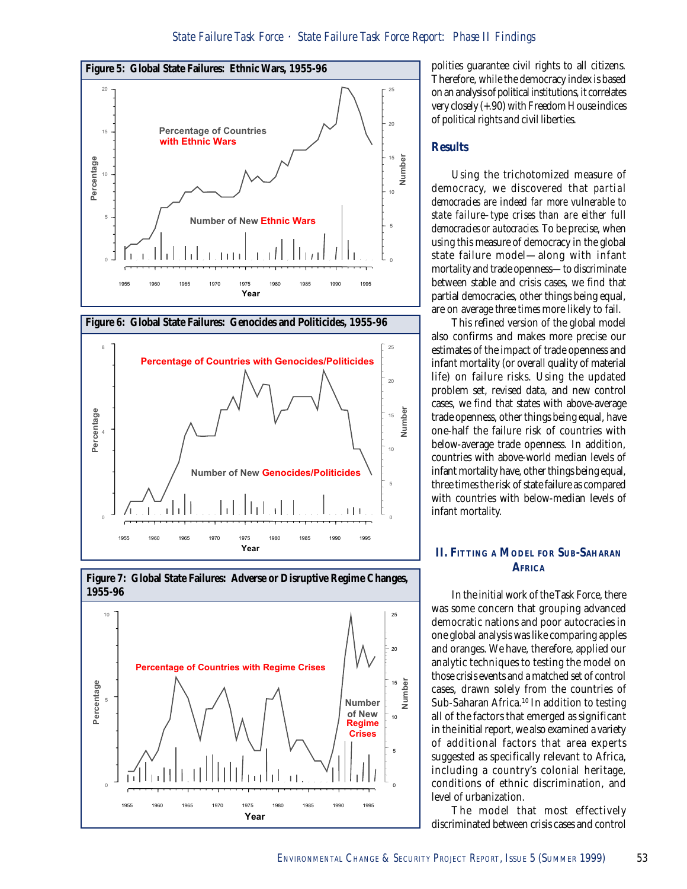**Figure 5: Global State Failures: Ethnic Wars, 1955-96**

**Figure 6: Global State Failures: Genocides and Politicides, 1955-96**

**Figure 7: Global State Failures: Adverse or Disruptive Regime Changes, 1955-96**

polities guarantee civil rights to all citizens. Therefore, while the democracy index is based on an analysis of political institutions, it correlates very closely (+.90) with Freedom House indices of political rights and civil liberties.

## Results

Using the trichotomized measure of democracy, we discovered that *partial democracies are indeed far more vulnerable to state failure–type crises than are either full democracies or autocracies*. To be precise, when using this measure of democracy in the global state failure model—along with infant mortality and trade openness—to discriminate between stable and crisis cases, we find that partial democracies, other things being equal, are on average *three times* more likely to fail.

This refined version of the global model also confirms and makes more precise our estimates of the impact of trade openness and infant mortality (or overall quality of material life) on failure risks. Using the updated problem set, revised data, and new control cases, we find that states with above-average trade openness, other things being equal, have one-half the failure risk of countries with below-average trade openness. In addition, countries with above-world median levels of infant mortality have, other things being equal, three times the risk of state failure as compared with countries with below-median levels of infant mortality.

## II. Fitting a Model for Sub-Saharan Africa

In the initial work of the Task Force, there was some concern that grouping advanced democratic nations and poor autocracies in one global analysis was like comparing apples and oranges. We have, therefore, applied our analytic techniques to testing the model on those crisis events and a matched set of control cases, drawn solely from the countries of Sub-Saharan Africa.[10] In addition to testing all of the factors that emerged as significant in the initial report, we also examined a variety of additional factors that area experts suggested as specifically relevant to Africa, including a country's colonial heritage, conditions of ethnic discrimination, and level of urbanization.

The model that most effectively discriminated between crisis cases and control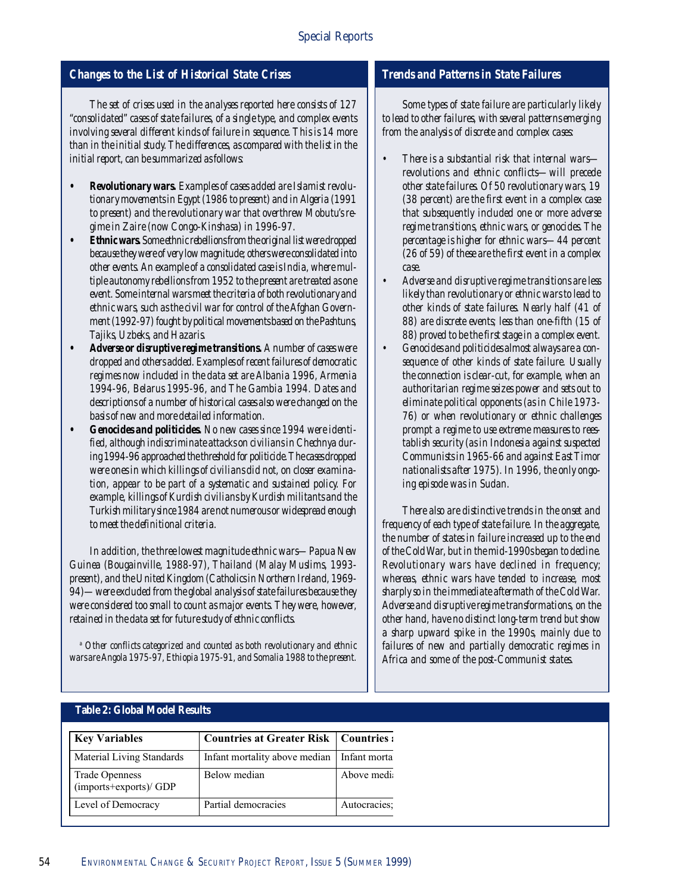## Changes to the List of Historical State Crises

*The set of crises used in the analyses reported here consists of 127 "consolidated" cases of state failures, of a single type, and complex events involving several different kinds of failure in sequence. This is 14 more than in the initial study. The differences, as compared with the list in the initial report, can be summarized as follows:*

- ***Revolutionary wars.*** *Examples of cases added are Islamist revolutionary movements in Egypt (1986 to present) and in Algeria (1991 to present) and the revolutionary war that overthrew Mobutu's regime in Zaire (now Congo-Kinshasa) in 1996-97.*
- ***Ethnic wars.*** *Some ethnic rebellions from the original list were dropped because they were of very low magnitude; others were consolidated into other events. An example of a consolidated case is India, where multiple autonomy rebellions from 1952 to the present are treated as one event. Some internal wars meet the criteria of both revolutionary and ethnic wars, such as the civil war for control of the Afghan Government (1992-97) fought by political movements based on the Pashtuns, Tajiks, Uzbeks, and Hazaris.*
- ***Adverse or disruptive regime transitions.*** *A number of cases were dropped and others added. Examples of recent failures of democratic regimes now included in the data set are Albania 1996, Armenia 1994-96, Belarus 1995-96, and The Gambia 1994. Dates and descriptions of a number of historical cases also were changed on the basis of new and more detailed information.*
- ***Genocides and politicides.*** *No new cases since 1994 were identified, although indiscriminate attacks on civilians in Chechnya during 1994-96 approached the threshold for politicide. The cases dropped were ones in which killings of civilians did not, on closer examination, appear to be part of a systematic and sustained policy. For example, killings of Kurdish civilians by Kurdish militants and the Turkish military since 1984 are not numerous or widespread enough to meet the definitional criteria.*

*In addition, the three lowest magnitude ethnic wars—Papua New Guinea (Bougainville, 1988-97), Thailand (Malay Muslims, 1993-present), and the United Kingdom (Catholics in Northern Ireland, 1969-94)—were excluded from the global analysis of state failures because they were considered too small to count as major events. They were, however, retained in the data set for future study of ethnic conflicts.*

*[a] Other conflicts categorized and counted as both revolutionary and ethnic wars are Angola 1975-97, Ethiopia 1975-91, and Somalia 1988 to the present.*

## Trends and Patterns in State Failures

*Some types of state failure are particularly likely to lead to other failures, with several patterns emerging from the analysis of discrete and complex cases:*

- *There is a substantial risk that internal wars—revolutions and ethnic conflicts—will precede other state failures. Of 50 revolutionary wars, 19 (38 percent) are the first event in a complex case that subsequently included one or more adverse regime transitions, ethnic wars, or genocides. The percentage is higher for ethnic wars—44 percent (26 of 59) of these are the first event in a complex case.*
- *Adverse and disruptive regime transitions are less likely than revolutionary or ethnic wars to lead to other kinds of state failures. Nearly half (41 of 88) are discrete events; less than one-fifth (15 of 88) proved to be the first stage in a complex event.*
- *Genocides and politicides almost always are a consequence of other kinds of state failure. Usually the connection is clear-cut, for example, when an authoritarian regime seizes power and sets out to eliminate political opponents (as in Chile 1973-76) or when revolutionary or ethnic challenges prompt a regime to use extreme measures to reestablish security (as in Indonesia against suspected Communists in 1965-66 and against East Timor nationalists after 1975). In 1996, the only ongoing episode was in Sudan.*

*There also are distinctive trends in the onset and frequency of each type of state failure. In the aggregate, the number of states in failure increased up to the end of the Cold War, but in the mid-1990s began to decline. Revolutionary wars have declined in frequency; whereas, ethnic wars have tended to increase, most sharply so in the immediate aftermath of the Cold War. Adverse and disruptive regime transformations, on the other hand, have no distinct long-term trend but show a sharp upward spike in the 1990s, mainly due to failures of new and partially democratic regimes in Africa and some of the post-Communist states.*

## Table 2: Global Model Results

| Key Variables | Countries at Greater Risk | Countries a |
|---|---|---|
| Material Living Standards | Infant mortality above median | Infant morta |
| Trade Openness (imports+exports)/ GDP | Below median | Above medi |
| Level of Democracy | Partial democracies | Autocracies; |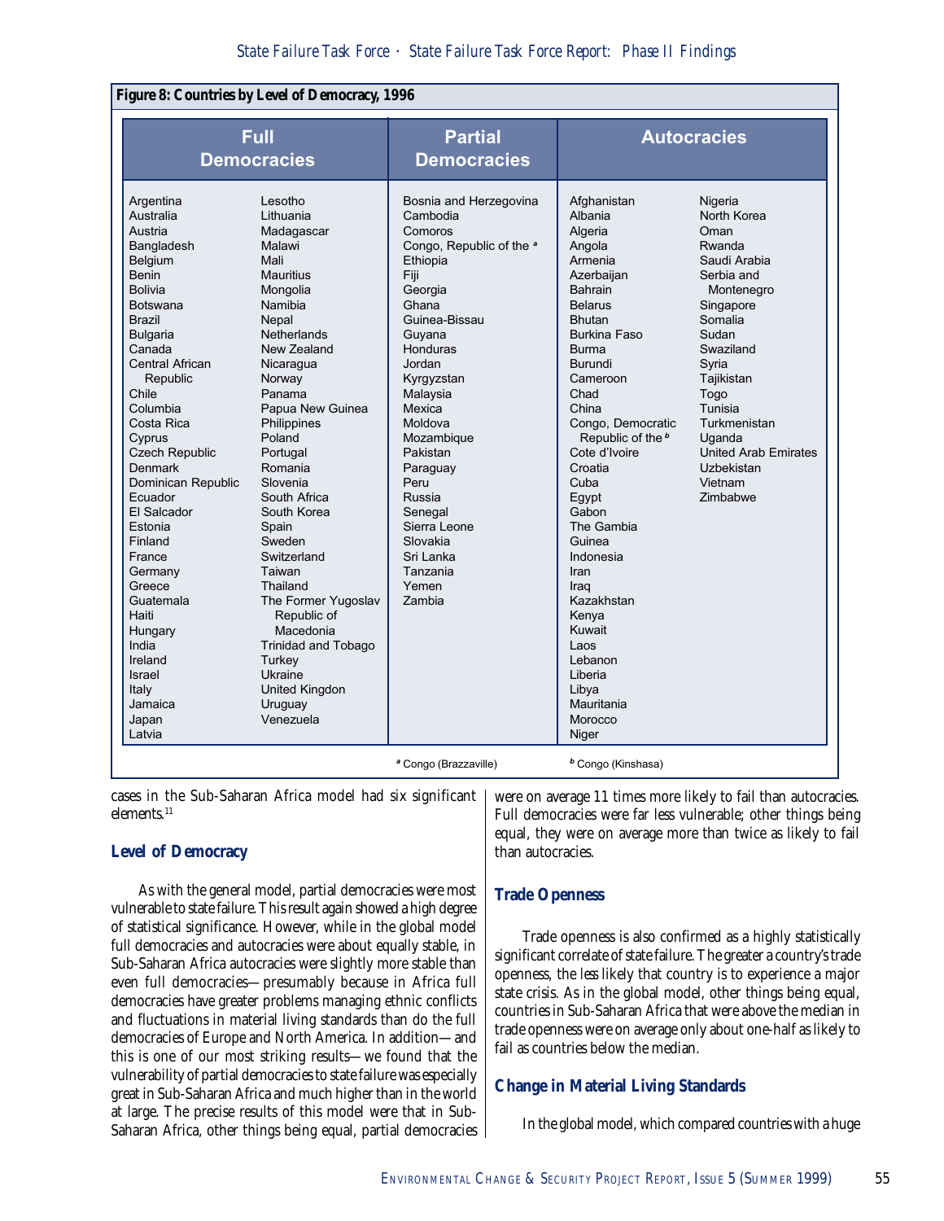**Figure 8: Countries by Level of Democracy, 1996**

| Full Democracies | | Partial Democracies | Autocracies | |
|---|---|---|---|---|
| Argentina | Lesotho | Bosnia and Herzegovina | Afghanistan | Nigeria |
| Australia | Lithuania | Cambodia | Albania | North Korea |
| Austria | Madagascar | Comoros | Algeria | Oman |
| Bangladesh | Malawi | Congo, Republic of the [a] | Angola | Rwanda |
| Belgium | Mali | Ethiopia | Armenia | Saudi Arabia |
| Benin | Mauritius | Fiji | Azerbaijan | Serbia and Montenegro |
| Bolivia | Mongolia | Georgia | Bahrain | Singapore |
| Botswana | Namibia | Ghana | Belarus | Somalia |
| Brazil | Nepal | Guinea-Bissau | Bhutan | Sudan |
| Bulgaria | Netherlands | Guyana | Burkina Faso | Swaziland |
| Canada | New Zealand | Honduras | Burma | Syria |
| Central African Republic | Nicaragua | Jordan | Burundi | Tajikistan |
| Chile | Norway | Kyrgyzstan | Cameroon | Togo |
| Columbia | Panama | Malaysia | Chad | Tunisia |
| Costa Rica | Papua New Guinea | Mexica | China | Turkmenistan |
| Cyprus | Philippines | Moldova | Congo, Democratic Republic of the [b] | Uganda |
| Czech Republic | Poland | Mozambique | Cote d'Ivoire | United Arab Emirates |
| Denmark | Portugal | Pakistan | Croatia | Uzbekistan |
| Dominican Republic | Romania | Paraguay | Cuba | Vietnam |
| Ecuador | Slovenia | Peru | Egypt | Zimbabwe |
| El Salcador | South Africa | Russia | Gabon | |
| Estonia | South Korea | Senegal | The Gambia | |
| Finland | Spain | Sierra Leone | Guinea | |
| France | Sweden | Slovakia | Indonesia | |
| Germany | Switzerland | Sri Lanka | Iran | |
| Greece | Taiwan | Tanzania | Iraq | |
| Guatemala | Thailand | Yemen | Kazakhstan | |
| Haiti | The Former Yugoslav Republic of Macedonia | Zambia | Kenya | |
| Hungary | Trinidad and Tobago | | Kuwait | |
| India | Turkey | | Laos | |
| Ireland | Ukraine | | Lebanon | |
| Israel | United Kingdom | | Liberia | |
| Italy | Uruguay | | Libya | |
| Jamaica | Venezuela | | Mauritania | |
| Japan | | | Morocco | |
| Latvia | | | Niger | |

[a] Congo (Brazzaville) [b] Congo (Kinshasa)

cases in the Sub-Saharan Africa model had six significant elements.[11]

### Level of Democracy

As with the general model, partial democracies were most vulnerable to state failure. This result again showed a high degree of statistical significance. However, while in the global model full democracies and autocracies were about equally stable, in Sub-Saharan Africa autocracies were slightly more stable than even full democracies—presumably because in Africa full democracies have greater problems managing ethnic conflicts and fluctuations in material living standards than do the full democracies of Europe and North America. In addition—and this is one of our most striking results—we found that the vulnerability of partial democracies to state failure was especially great in Sub-Saharan Africa and much higher than in the world at large. The precise results of this model were that in Sub-Saharan Africa, other things being equal, partial democracies were on average 11 times more likely to fail than autocracies. Full democracies were far less vulnerable; other things being equal, they were on average more than twice as likely to fail than autocracies.

### Trade Openness

Trade openness is also confirmed as a highly statistically significant correlate of state failure. The greater a country's trade openness, the less likely that country is to experience a major state crisis. As in the global model, other things being equal, countries in Sub-Saharan Africa that were above the median in trade openness were on average only about one-half as likely to fail as countries below the median.

### Change in Material Living Standards

In the global model, which compared countries with a huge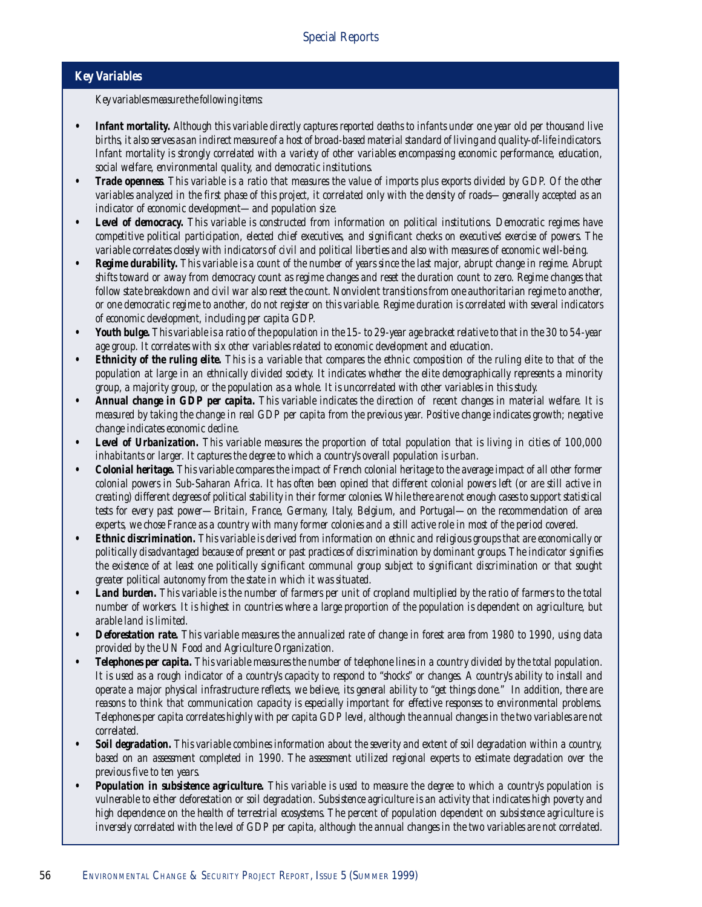## Key Variables

*Key variables measure the following items:*

- ***Infant mortality.*** *Although this variable directly captures reported deaths to infants under one year old per thousand live births, it also serves as an indirect measure of a host of broad-based material standard of living and quality-of-life indicators. Infant mortality is strongly correlated with a variety of other variables encompassing economic performance, education, social welfare, environmental quality, and democratic institutions.*
- ***Trade openness****. This variable is a ratio that measures the value of imports plus exports divided by GDP. Of the other variables analyzed in the first phase of this project, it correlated only with the density of roads—generally accepted as an indicator of economic development—and population size.*
- ***Level of democracy.*** *This variable is constructed from information on political institutions. Democratic regimes have competitive political participation, elected chief executives, and significant checks on executives' exercise of powers. The variable correlates closely with indicators of civil and political liberties and also with measures of economic well-being.*
- ***Regime durability.*** *This variable is a count of the number of years since the last major, abrupt change in regime. Abrupt shifts toward or away from democracy count as regime changes and reset the duration count to zero. Regime changes that follow state breakdown and civil war also reset the count. Nonviolent transitions from one authoritarian regime to another, or one democratic regime to another, do not register on this variable. Regime duration is correlated with several indicators of economic development, including per capita GDP.*
- ***Youth bulge.*** *This variable is a ratio of the population in the 15- to 29-year age bracket relative to that in the 30 to 54-year age group. It correlates with six other variables related to economic development and education.*
- ***Ethnicity of the ruling elite.*** *This is a variable that compares the ethnic composition of the ruling elite to that of the population at large in an ethnically divided society. It indicates whether the elite demographically represents a minority group, a majority group, or the population as a whole. It is uncorrelated with other variables in this study.*
- ***Annual change in GDP per capita.*** *This variable indicates the direction of recent changes in material welfare. It is measured by taking the change in real GDP per capita from the previous year. Positive change indicates growth; negative change indicates economic decline.*
- ***Level of Urbanization.*** *This variable measures the proportion of total population that is living in cities of 100,000 inhabitants or larger. It captures the degree to which a country's overall population is urban.*
- ***Colonial heritage.*** *This variable compares the impact of French colonial heritage to the average impact of all other former colonial powers in Sub-Saharan Africa. It has often been opined that different colonial powers left (or are still active in creating) different degrees of political stability in their former colonies. While there are not enough cases to support statistical tests for every past power—Britain, France, Germany, Italy, Belgium, and Portugal—on the recommendation of area experts, we chose France as a country with many former colonies and a still active role in most of the period covered.*
- ***Ethnic discrimination.*** *This variable is derived from information on ethnic and religious groups that are economically or politically disadvantaged because of present or past practices of discrimination by dominant groups. The indicator signifies the existence of at least one politically significant communal group subject to significant discrimination or that sought greater political autonomy from the state in which it was situated.*
- ***Land burden.*** *This variable is the number of farmers per unit of cropland multiplied by the ratio of farmers to the total number of workers. It is highest in countries where a large proportion of the population is dependent on agriculture, but arable land is limited.*
- ***Deforestation rate.*** *This variable measures the annualized rate of change in forest area from 1980 to 1990, using data provided by the UN Food and Agriculture Organization.*
- ***Telephones per capita.*** *This variable measures the number of telephone lines in a country divided by the total population. It is used as a rough indicator of a country's capacity to respond to "shocks" or changes. A country's ability to install and operate a major physical infrastructure reflects, we believe, its general ability to "get things done." In addition, there are reasons to think that communication capacity is especially important for effective responses to environmental problems. Telephones per capita correlates highly with per capita GDP level, although the annual changes in the two variables are not correlated.*
- ***Soil degradation.*** *This variable combines information about the severity and extent of soil degradation within a country, based on an assessment completed in 1990. The assessment utilized regional experts to estimate degradation over the previous five to ten years.*
- ***Population in subsistence agriculture.*** *This variable is used to measure the degree to which a country's population is vulnerable to either deforestation or soil degradation. Subsistence agriculture is an activity that indicates high poverty and high dependence on the health of terrestrial ecosystems. The percent of population dependent on subsistence agriculture is inversely correlated with the level of GDP per capita, although the annual changes in the two variables are not correlated.*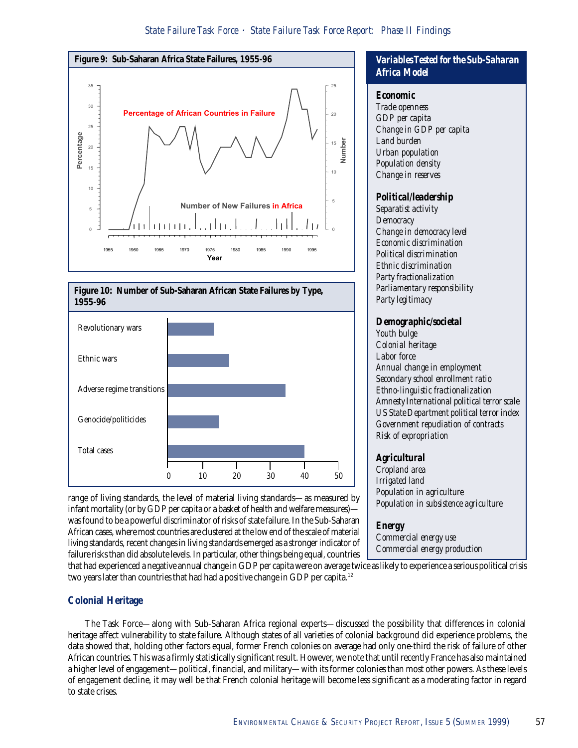**Figure 9: Sub-Saharan Africa State Failures, 1955-96**

**Figure 10: Number of Sub-Saharan African State Failures by Type, 1955-96**

| Type | Number |
| --- | --- |
| Revolutionary wars | |
| Ethnic wars | |
| Adverse regime transitions | |
| Genocide/politicides | |
| Total cases | |

### Variables Tested for the Sub-Saharan Africa Model

**Economic**
- Trade openness
- GDP per capita
- Change in GDP per capita
- Land burden
- Urban population
- Population density
- Change in reserves

**Political/leadership**
- Separatist activity
- Democracy
- Change in democracy level
- Economic discrimination
- Political discrimination
- Ethnic discrimination
- Party fractionalization
- Parliamentary responsibility
- Party legitimacy

**Demographic/societal**
- Youth bulge
- Colonial heritage
- Labor force
- Annual change in employment
- Secondary school enrollment ratio
- Ethno-linguistic fractionalization
- Amnesty International political terror scale
- US State Department political terror index
- Government repudiation of contracts
- Risk of expropriation

**Agricultural**
- Cropland area
- Irrigated land
- Population in agriculture
- Population in subsistence agriculture

**Energy**
- Commercial energy use
- Commercial energy production

range of living standards, the level of material living standards—as measured by infant mortality (or by GDP per capita or a basket of health and welfare measures)—was found to be a powerful discriminator of risks of state failure. In the Sub-Saharan African cases, where most countries are clustered at the low end of the scale of material living standards, recent changes in living standards emerged as a stronger indicator of failure risks than did absolute levels. In particular, other things being equal, countries that had experienced a negative annual change in GDP per capita were on average twice as likely to experience a serious political crisis two years later than countries that had had a positive change in GDP per capita.[12]

## Colonial Heritage

The Task Force—along with Sub-Saharan Africa regional experts—discussed the possibility that differences in colonial heritage affect vulnerability to state failure. Although states of all varieties of colonial background did experience problems, the data showed that, holding other factors equal, former French colonies on average had only one-third the risk of failure of other African countries. This was a firmly statistically significant result. However, we note that until recently France has also maintained a higher level of engagement—political, financial, and military—with its former colonies than most other powers. As these levels of engagement decline, it may well be that French colonial heritage will become less significant as a moderating factor in regard to state crises.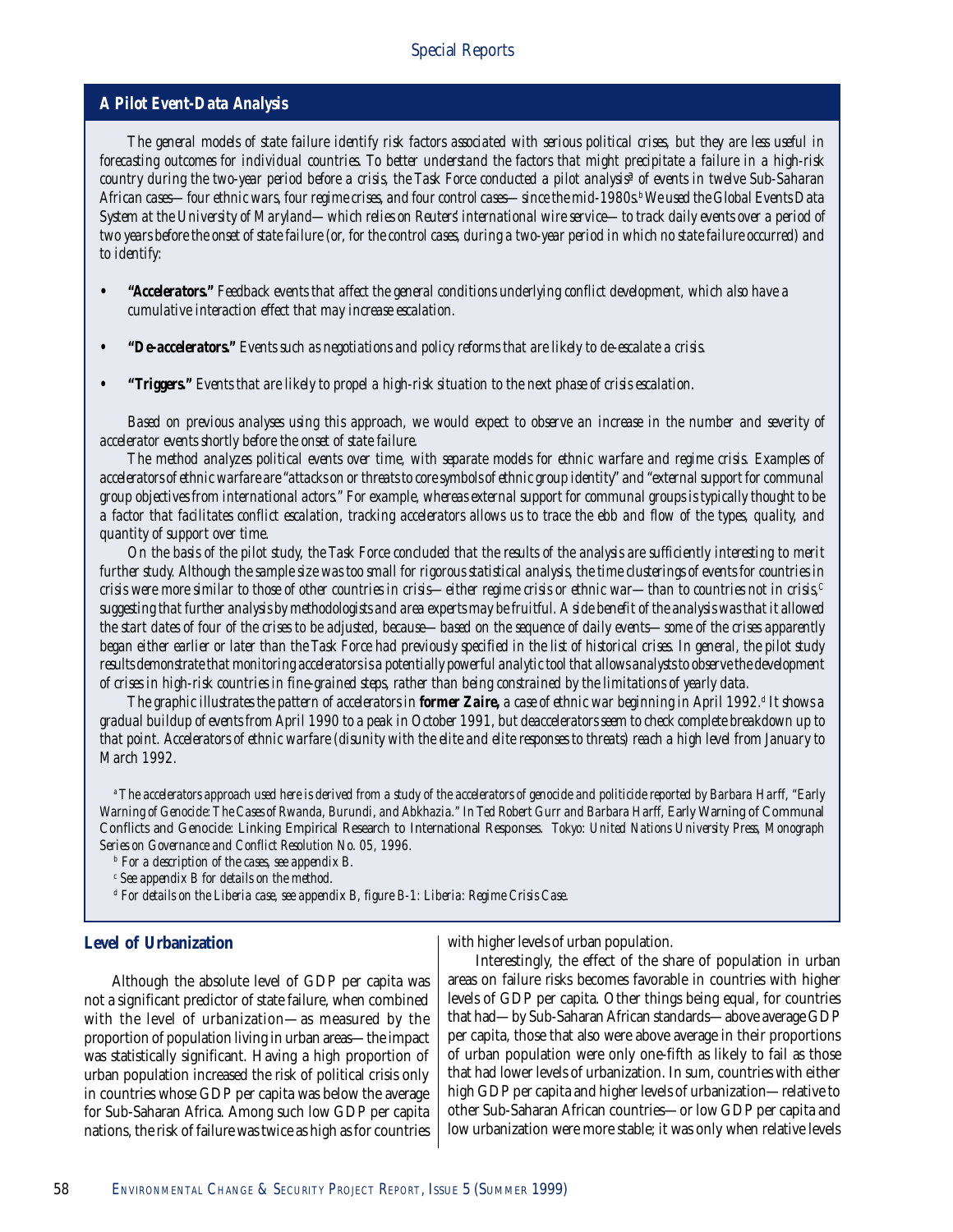## A Pilot Event-Data Analysis

*The general models of state failure identify risk factors associated with serious political crises, but they are less useful in forecasting outcomes for individual countries. To better understand the factors that might precipitate a failure in a high-risk country during the two-year period before a crisis, the Task Force conducted a pilot analysis[a] of events in twelve Sub-Saharan African cases—four ethnic wars, four regime crises, and four control cases—since the mid-1980s.[b] We used the Global Events Data System at the University of Maryland—which relies on Reuters' international wire service—to track daily events over a period of two years before the onset of state failure (or, for the control cases, during a two-year period in which no state failure occurred) and to identify:*

- ***"Accelerators."*** *Feedback events that affect the general conditions underlying conflict development, which also have a cumulative interaction effect that may increase escalation.*
- ***"De-accelerators."*** *Events such as negotiations and policy reforms that are likely to de-escalate a crisis.*
- ***"Triggers."*** *Events that are likely to propel a high-risk situation to the next phase of crisis escalation.*

*Based on previous analyses using this approach, we would expect to observe an increase in the number and severity of accelerator events shortly before the onset of state failure.*

*The method analyzes political events over time, with separate models for ethnic warfare and regime crisis. Examples of accelerators of ethnic warfare are "attacks on or threats to core symbols of ethnic group identity" and "external support for communal group objectives from international actors." For example, whereas external support for communal groups is typically thought to be a factor that facilitates conflict escalation, tracking accelerators allows us to trace the ebb and flow of the types, quality, and quantity of support over time.*

*On the basis of the pilot study, the Task Force concluded that the results of the analysis are sufficiently interesting to merit further study. Although the sample size was too small for rigorous statistical analysis, the time clusterings of events for countries in crisis were more similar to those of other countries in crisis—either regime crisis or ethnic war—than to countries not in crisis,[c] suggesting that further analysis by methodologists and area experts may be fruitful. A side benefit of the analysis was that it allowed the start dates of four of the crises to be adjusted, because—based on the sequence of daily events—some of the crises apparently began either earlier or later than the Task Force had previously specified in the list of historical crises. In general, the pilot study results demonstrate that monitoring accelerators is a potentially powerful analytic tool that allows analysts to observe the development of crises in high-risk countries in fine-grained steps, rather than being constrained by the limitations of yearly data.*

*The graphic illustrates the pattern of accelerators in* ***former Zaire,*** *a case of ethnic war beginning in April 1992.[d] It shows a gradual buildup of events from April 1990 to a peak in October 1991, but deaccelerators seem to check complete breakdown up to that point. Accelerators of ethnic warfare (disunity with the elite and elite responses to threats) reach a high level from January to March 1992.*

[a] *The accelerators approach used here is derived from a study of the accelerators of genocide and politicide reported by Barbara Harff, "Early Warning of Genocide: The Cases of Rwanda, Burundi, and Abkhazia." In Ted Robert Gurr and Barbara Harff,* Early Warning of Communal Conflicts and Genocide: Linking Empirical Research to International Responses. *Tokyo: United Nations University Press, Monograph Series on Governance and Conflict Resolution No. 05, 1996.*

[b] *For a description of the cases, see appendix B.*

[c] *See appendix B for details on the method.*

[d] *For details on the Liberia case, see appendix B, figure B-1: Liberia: Regime Crisis Case.*

### Level of Urbanization

Although the absolute level of GDP per capita was not a significant predictor of state failure, when combined with the level of urbanization—as measured by the proportion of population living in urban areas—the impact was statistically significant. Having a high proportion of urban population increased the risk of political crisis only in countries whose GDP per capita was below the average for Sub-Saharan Africa. Among such low GDP per capita nations, the risk of failure was twice as high as for countries with higher levels of urban population.

Interestingly, the effect of the share of population in urban areas on failure risks becomes favorable in countries with higher levels of GDP per capita. Other things being equal, for countries that had—by Sub-Saharan African standards—above average GDP per capita, those that also were above average in their proportions of urban population were only one-fifth as likely to fail as those that had lower levels of urbanization. In sum, countries with either high GDP per capita and higher levels of urbanization—relative to other Sub-Saharan African countries—or low GDP per capita and low urbanization were more stable; it was only when relative levels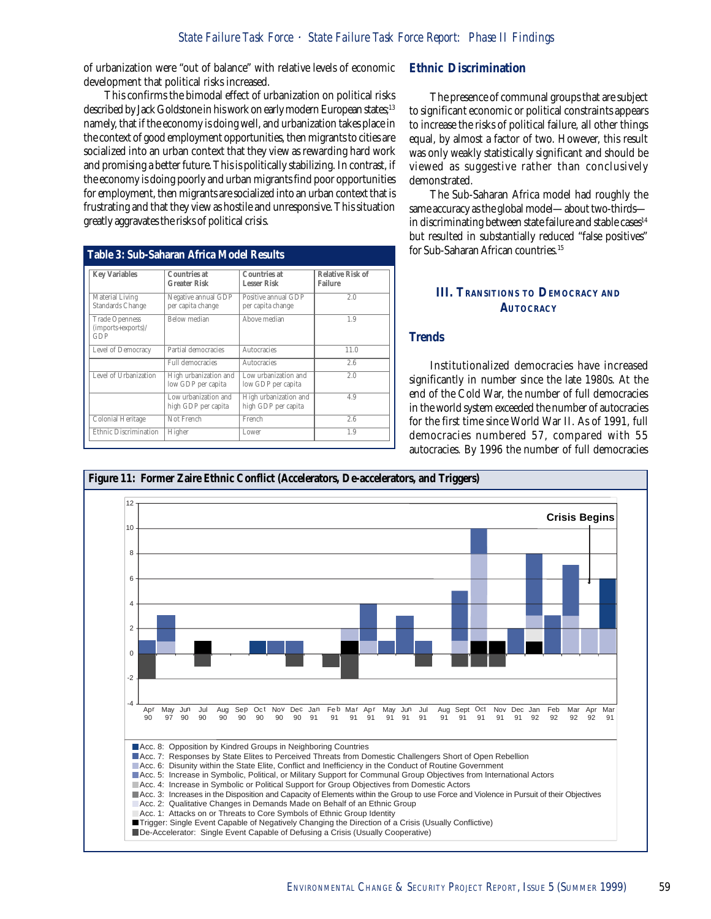of urbanization were "out of balance" with relative levels of economic development that political risks increased.

This confirms the bimodal effect of urbanization on political risks described by Jack Goldstone in his work on early modern European states;[13] namely, that if the economy is doing well, and urbanization takes place in the context of good employment opportunities, then migrants to cities are socialized into an urban context that they view as rewarding hard work and promising a better future. This is politically stabilizing. In contrast, if the economy is doing poorly and urban migrants find poor opportunities for employment, then migrants are socialized into an urban context that is frustrating and that they view as hostile and unresponsive. This situation greatly aggravates the risks of political crisis.

**Table 3: Sub-Saharan Africa Model Results**

| Key Variables | Countries at Greater Risk | Countries at Lesser Risk | Relative Risk of Failure |
|---|---|---|---|
| Material Living Standards Change | Negative annual GDP per capita change | Positive annual GDP per capita change | 2.0 |
| Trade Openness (imports+exports)/GDP | Below median | Above median | 1.9 |
| Level of Democracy | Partial democracies | Autocracies | 11.0 |
| | Full democracies | Autocracies | 2.6 |
| Level of Urbanization | High urbanization and low GDP per capita | Low urbanization and low GDP per capita | 2.0 |
| | Low urbanization and high GDP per capita | High urbanization and high GDP per capita | 4.9 |
| Colonial Heritage | Not French | French | 2.6 |
| Ethnic Discrimination | Higher | Lower | 1.9 |

## Ethnic Discrimination

The presence of communal groups that are subject to significant economic or political constraints appears to increase the risks of political failure, all other things equal, by almost a factor of two. However, this result was only weakly statistically significant and should be viewed as suggestive rather than conclusively demonstrated.

The Sub-Saharan Africa model had roughly the same accuracy as the global model—about two-thirds—in discriminating between state failure and stable cases[14] but resulted in substantially reduced "false positives" for Sub-Saharan African countries.[15]

## III. Transitions to Democracy and Autocracy

## Trends

Institutionalized democracies have increased significantly in number since the late 1980s. At the end of the Cold War, the number of full democracies in the world system exceeded the number of autocracies for the first time since World War II. As of 1991, full democracies numbered 57, compared with 55 autocracies. By 1996 the number of full democracies

**Figure 11: Former Zaire Ethnic Conflict (Accelerators, De-accelerators, and Triggers)**

- Acc. 8: Opposition by Kindred Groups in Neighboring Countries
- Acc. 7: Responses by State Elites to Perceived Threats from Domestic Challengers Short of Open Rebellion
- Acc. 6: Disunity within the State Elite, Conflict and Inefficiency in the Conduct of Routine Government
- Acc. 5: Increase in Symbolic, Political, or Military Support for Communal Group Objectives from International Actors
- Acc. 4: Increase in Symbolic or Political Support for Group Objectives from Domestic Actors
- Acc. 3: Increases in the Disposition and Capacity of Elements within the Group to use Force and Violence in Pursuit of their Objectives
- Acc. 2: Qualitative Changes in Demands Made on Behalf of an Ethnic Group
- Acc. 1: Attacks on or Threats to Core Symbols of Ethnic Group Identity
- Trigger: Single Event Capable of Negatively Changing the Direction of a Crisis (Usually Conflictive)
- De-Accelerator: Single Event Capable of Defusing a Crisis (Usually Cooperative)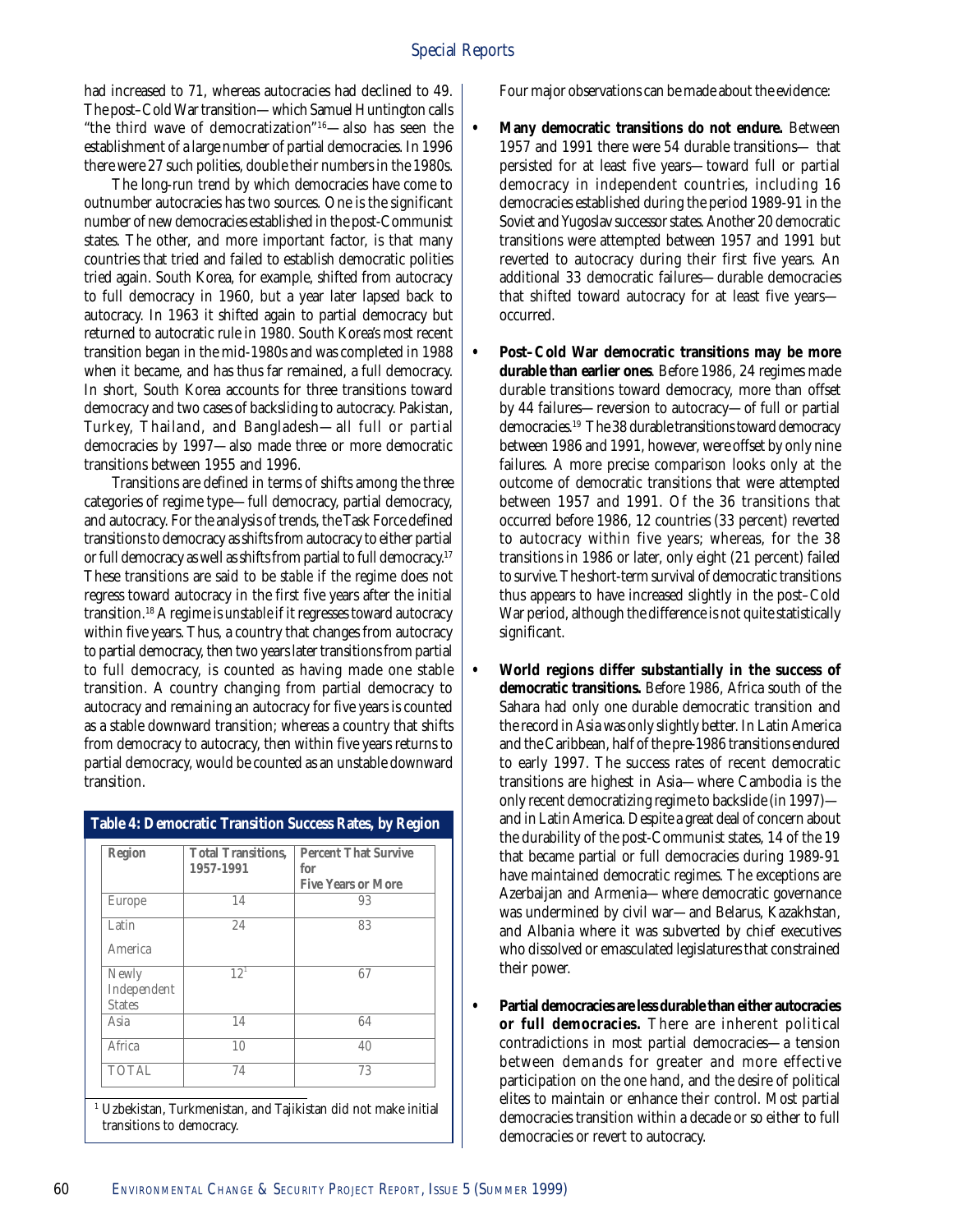had increased to 71, whereas autocracies had declined to 49. The post–Cold War transition—which Samuel Huntington calls "the third wave of democratization"[16]—also has seen the establishment of a large number of partial democracies. In 1996 there were 27 such polities, double their numbers in the 1980s.

The long-run trend by which democracies have come to outnumber autocracies has two sources. One is the significant number of new democracies established in the post-Communist states. The other, and more important factor, is that many countries that tried and failed to establish democratic polities tried again. South Korea, for example, shifted from autocracy to full democracy in 1960, but a year later lapsed back to autocracy. In 1963 it shifted again to partial democracy but returned to autocratic rule in 1980. South Korea's most recent transition began in the mid-1980s and was completed in 1988 when it became, and has thus far remained, a full democracy. In short, South Korea accounts for three transitions toward democracy and two cases of backsliding to autocracy. Pakistan, Turkey, Thailand, and Bangladesh—all full or partial democracies by 1997—also made three or more democratic transitions between 1955 and 1996.

Transitions are defined in terms of shifts among the three categories of regime type—full democracy, partial democracy, and autocracy. For the analysis of trends, the Task Force defined transitions to democracy as shifts from autocracy to either partial or full democracy as well as shifts from partial to full democracy.[17] These transitions are said to be *stable* if the regime does not regress toward autocracy in the first five years after the initial transition.[18] A regime is *unstable* if it regresses toward autocracy within five years. Thus, a country that changes from autocracy to partial democracy, then two years later transitions from partial to full democracy, is counted as having made one stable transition. A country changing from partial democracy to autocracy and remaining an autocracy for five years is counted as a stable downward transition; whereas a country that shifts from democracy to autocracy, then within five years returns to partial democracy, would be counted as an unstable downward transition.

**Table 4: Democratic Transition Success Rates, by Region**

| Region | Total Transitions, 1957-1991 | Percent That Survive for Five Years or More |
|---|---|---|
| Europe | 14 | 93 |
| Latin America | 24 | 83 |
| Newly Independent States | 12[1] | 67 |
| Asia | 14 | 64 |
| Africa | 10 | 40 |
| TOTAL | 74 | 73 |

[1] Uzbekistan, Turkmenistan, and Tajikistan did not make initial transitions to democracy.

Four major observations can be made about the evidence:

- **Many democratic transitions do not endure.** Between 1957 and 1991 there were 54 durable transitions— that persisted for at least five years—toward full or partial democracy in independent countries, including 16 democracies established during the period 1989-91 in the Soviet and Yugoslav successor states. Another 20 democratic transitions were attempted between 1957 and 1991 but reverted to autocracy during their first five years. An additional 33 democratic failures—durable democracies that shifted toward autocracy for at least five years—occurred.

- **Post–Cold War democratic transitions may be more durable than earlier ones**. Before 1986, 24 regimes made durable transitions toward democracy, more than offset by 44 failures—reversion to autocracy—of full or partial democracies.[19] The 38 durable transitions toward democracy between 1986 and 1991, however, were offset by only nine failures. A more precise comparison looks only at the outcome of democratic transitions that were attempted between 1957 and 1991. Of the 36 transitions that occurred before 1986, 12 countries (33 percent) reverted to autocracy within five years; whereas, for the 38 transitions in 1986 or later, only eight (21 percent) failed to survive. The short-term survival of democratic transitions thus appears to have increased slightly in the post–Cold War period, although the difference is not quite statistically significant.

- **World regions differ substantially in the success of democratic transitions.** Before 1986, Africa south of the Sahara had only one durable democratic transition and the record in Asia was only slightly better. In Latin America and the Caribbean, half of the pre-1986 transitions endured to early 1997. The success rates of recent democratic transitions are highest in Asia—where Cambodia is the only recent democratizing regime to backslide (in 1997)—and in Latin America. Despite a great deal of concern about the durability of the post-Communist states, 14 of the 19 that became partial or full democracies during 1989-91 have maintained democratic regimes. The exceptions are Azerbaijan and Armenia—where democratic governance was undermined by civil war—and Belarus, Kazakhstan, and Albania where it was subverted by chief executives who dissolved or emasculated legislatures that constrained their power.

- **Partial democracies are less durable than either autocracies or full democracies.** There are inherent political contradictions in most partial democracies—a tension between demands for greater and more effective participation on the one hand, and the desire of political elites to maintain or enhance their control. Most partial democracies transition within a decade or so either to full democracies or revert to autocracy.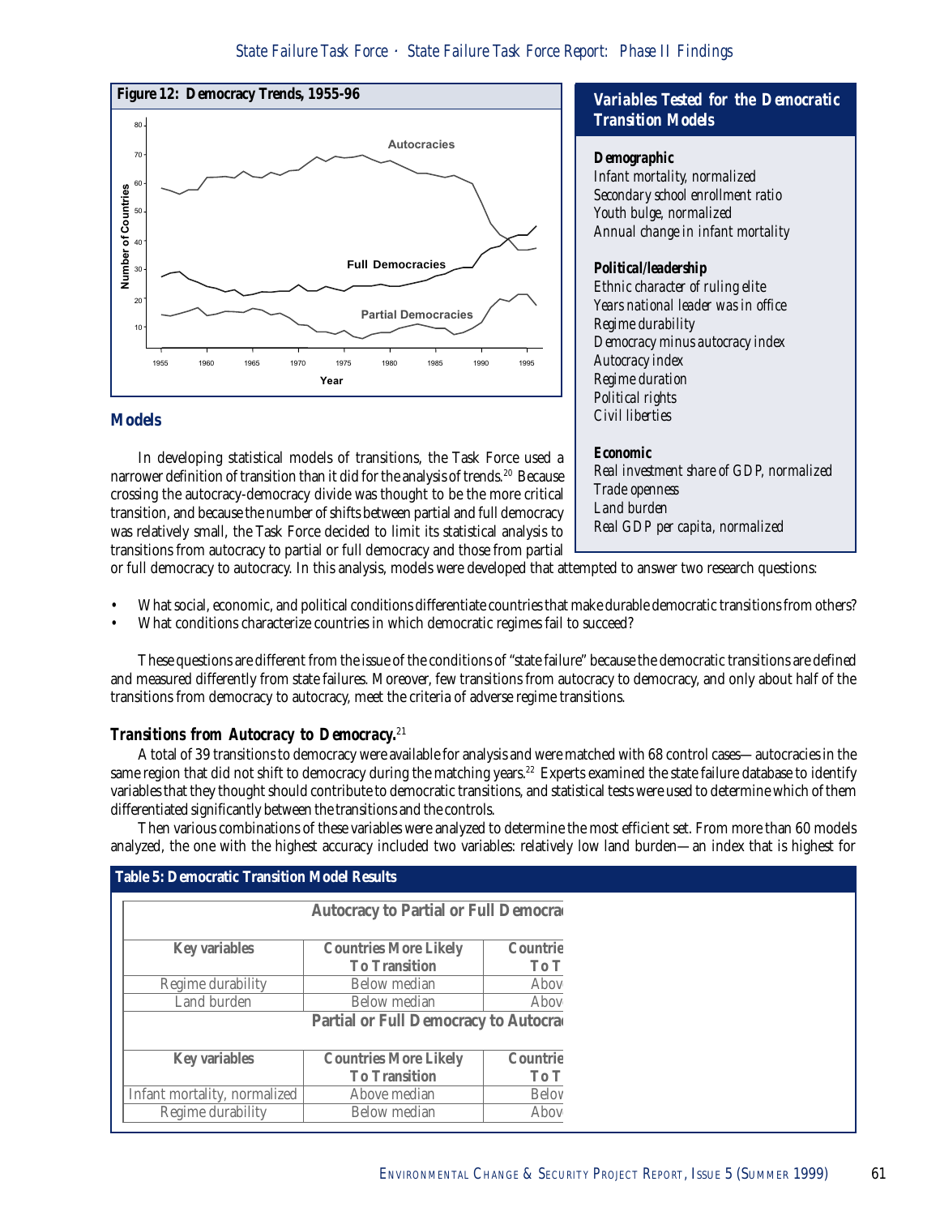**Figure 12: Democracy Trends, 1955-96**

## Variables Tested for the Democratic Transition Models

**Demographic**

*Infant mortality, normalized*
*Secondary school enrollment ratio*
*Youth bulge, normalized*
*Annual change in infant mortality*

**Political/leadership**

*Ethnic character of ruling elite*
*Years national leader was in office*
*Regime durability*
*Democracy minus autocracy index*
*Autocracy index*
*Regime duration*
*Political rights*
*Civil liberties*

**Economic**

*Real investment share of GDP, normalized*
*Trade openness*
*Land burden*
*Real GDP per capita, normalized*

## Models

In developing statistical models of transitions, the Task Force used a narrower definition of transition than it did for the analysis of trends.[20] Because crossing the autocracy-democracy divide was thought to be the more critical transition, and because the number of shifts between partial and full democracy was relatively small, the Task Force decided to limit its statistical analysis to transitions from autocracy to partial or full democracy and those from partial or full democracy to autocracy. In this analysis, models were developed that attempted to answer two research questions:

- What social, economic, and political conditions differentiate countries that make durable democratic transitions from others?
- What conditions characterize countries in which democratic regimes fail to succeed?

These questions are different from the issue of the conditions of "state failure" because the democratic transitions are defined and measured differently from state failures. Moreover, few transitions from autocracy to democracy, and only about half of the transitions from democracy to autocracy, meet the criteria of adverse regime transitions.

### *Transitions from Autocracy to Democracy.*[21]

A total of 39 transitions to democracy were available for analysis and were matched with 68 control cases—autocracies in the same region that did not shift to democracy during the matching years.[22] Experts examined the state failure database to identify variables that they thought should contribute to democratic transitions, and statistical tests were used to determine which of them differentiated significantly between the transitions and the controls.

Then various combinations of these variables were analyzed to determine the most efficient set. From more than 60 models analyzed, the one with the highest accuracy included two variables: relatively low land burden—an index that is highest for

**Table 5: Democratic Transition Model Results**

| Autocracy to Partial or Full Democra | | |
|---|---|---|
| Key variables | Countries More Likely To Transition | Countrie To T |
| Regime durability | Below median | Abov |
| Land burden | Below median | Abov |
| **Partial or Full Democracy to Autocra** | | |
| Key variables | Countries More Likely To Transition | Countrie To T |
| Infant mortality, normalized | Above median | Belov |
| Regime durability | Below median | Abov |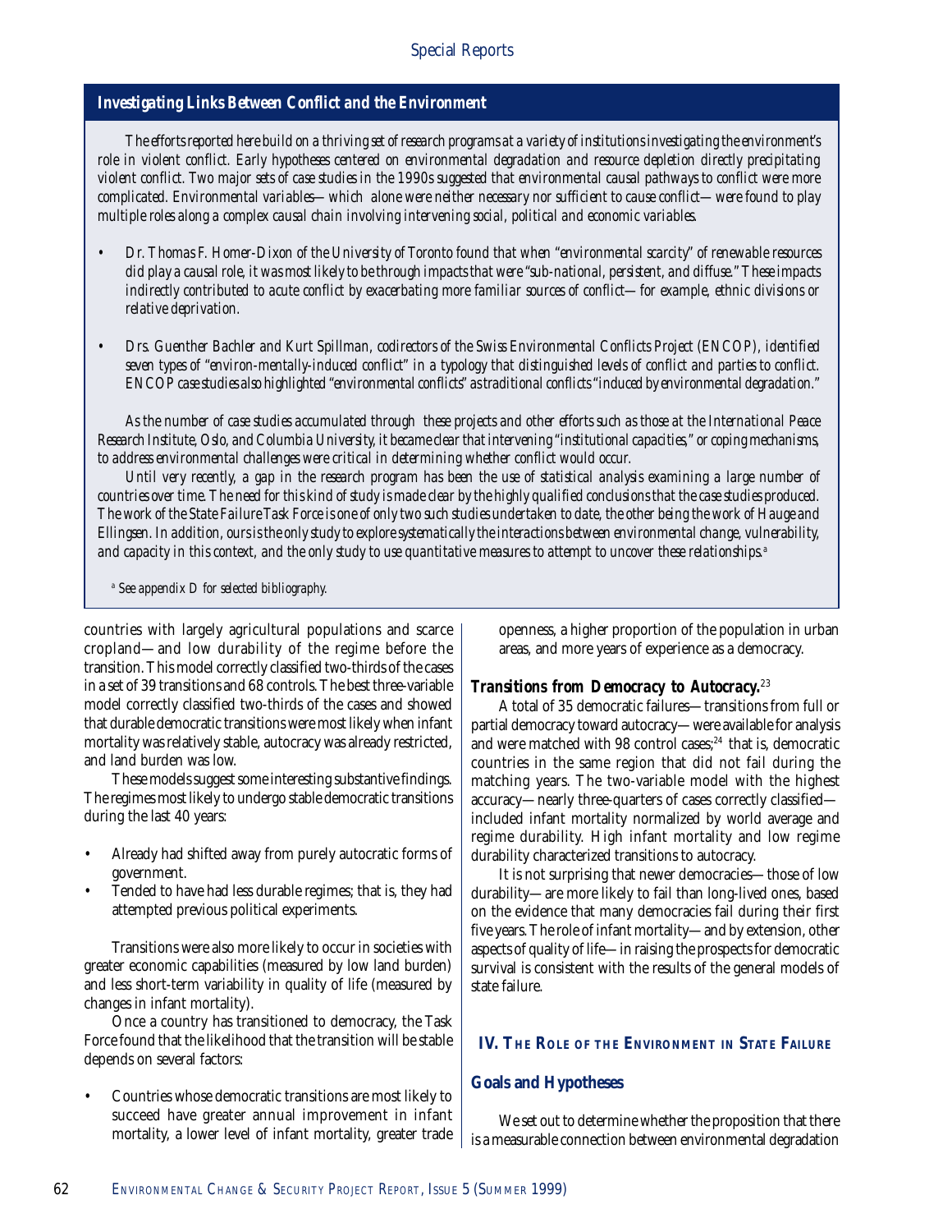### *Investigating Links Between Conflict and the Environment*

*The efforts reported here build on a thriving set of research programs at a variety of institutions investigating the environment's role in violent conflict. Early hypotheses centered on environmental degradation and resource depletion directly precipitating violent conflict. Two major sets of case studies in the 1990s suggested that environmental causal pathways to conflict were more complicated. Environmental variables—which alone were neither necessary nor sufficient to cause conflict—were found to play multiple roles along a complex causal chain involving intervening social, political and economic variables.*

- *Dr. Thomas F. Homer-Dixon of the University of Toronto found that when "environmental scarcity" of renewable resources did play a causal role, it was most likely to be through impacts that were "sub-national, persistent, and diffuse." These impacts indirectly contributed to acute conflict by exacerbating more familiar sources of conflict—for example, ethnic divisions or relative deprivation.*

- *Drs. Guenther Bachler and Kurt Spillman, codirectors of the Swiss Environmental Conflicts Project (ENCOP), identified seven types of "environ-mentally-induced conflict" in a typology that distinguished levels of conflict and parties to conflict. ENCOP case studies also highlighted "environmental conflicts" as traditional conflicts "induced by environmental degradation."*

*As the number of case studies accumulated through these projects and other efforts such as those at the International Peace Research Institute, Oslo, and Columbia University, it became clear that intervening "institutional capacities," or coping mechanisms, to address environmental challenges were critical in determining whether conflict would occur.*

*Until very recently, a gap in the research program has been the use of statistical analysis examining a large number of countries over time. The need for this kind of study is made clear by the highly qualified conclusions that the case studies produced. The work of the State Failure Task Force is one of only two such studies undertaken to date, the other being the work of Hauge and Ellingsen. In addition, ours is the only study to explore systematically the interactions between environmental change, vulnerability, and capacity in this context, and the only study to use quantitative measures to attempt to uncover these relationships.*[a]

[a] *See appendix D for selected bibliography.*

countries with largely agricultural populations and scarce cropland—and low durability of the regime before the transition. This model correctly classified two-thirds of the cases in a set of 39 transitions and 68 controls. The best three-variable model correctly classified two-thirds of the cases and showed that durable democratic transitions were most likely when infant mortality was relatively stable, autocracy was already restricted, and land burden was low.

These models suggest some interesting substantive findings. The regimes most likely to undergo stable democratic transitions during the last 40 years:

- Already had shifted away from purely autocratic forms of government.
- Tended to have had less durable regimes; that is, they had attempted previous political experiments.

Transitions were also more likely to occur in societies with greater economic capabilities (measured by low land burden) and less short-term variability in quality of life (measured by changes in infant mortality).

Once a country has transitioned to democracy, the Task Force found that the likelihood that the transition will be stable depends on several factors:

- Countries whose democratic transitions are most likely to succeed have greater annual improvement in infant mortality, a lower level of infant mortality, greater trade openness, a higher proportion of the population in urban areas, and more years of experience as a democracy.

**Transitions from Democracy to Autocracy.**[23]

A total of 35 democratic failures—transitions from full or partial democracy toward autocracy—were available for analysis and were matched with 98 control cases;[24] that is, democratic countries in the same region that did not fail during the matching years. The two-variable model with the highest accuracy—nearly three-quarters of cases correctly classified—included infant mortality normalized by world average and regime durability. High infant mortality and low regime durability characterized transitions to autocracy.

It is not surprising that newer democracies—those of low durability—are more likely to fail than long-lived ones, based on the evidence that many democracies fail during their first five years. The role of infant mortality—and by extension, other aspects of quality of life—in raising the prospects for democratic survival is consistent with the results of the general models of state failure.

## IV. The Role of the Environment in State Failure

### Goals and Hypotheses

We set out to determine whether the proposition that there is a measurable connection between environmental degradation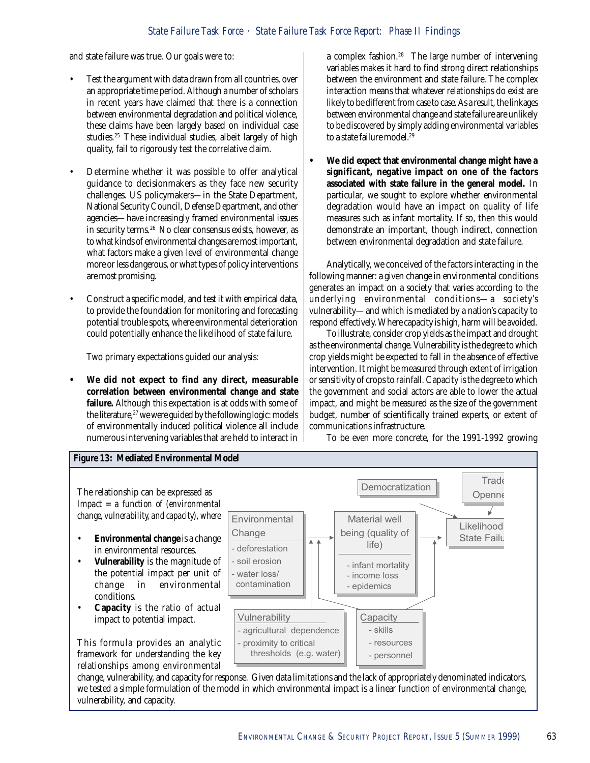and state failure was true. Our goals were to:

- Test the argument with data drawn from all countries, over an appropriate time period. Although a number of scholars in recent years have claimed that there is a connection between environmental degradation and political violence, these claims have been largely based on individual case studies.[25] These individual studies, albeit largely of high quality, fail to rigorously test the correlative claim.

- Determine whether it was possible to offer analytical guidance to decisionmakers as they face new security challenges. US policymakers—in the State Department, National Security Council, Defense Department, and other agencies—have increasingly framed environmental issues in security terms.[26] No clear consensus exists, however, as to what kinds of environmental changes are most important, what factors make a given level of environmental change more or less dangerous, or what types of policy interventions are most promising.

- Construct a specific model, and test it with empirical data, to provide the foundation for monitoring and forecasting potential trouble spots, where environmental deterioration could potentially enhance the likelihood of state failure.

Two primary expectations guided our analysis:

- **We did not expect to find any direct, measurable correlation between environmental change and state failure.** Although this expectation is at odds with some of the literature,[27] we were guided by the following logic: models of environmentally induced political violence all include numerous intervening variables that are held to interact in a complex fashion.[28] The large number of intervening variables makes it hard to find strong direct relationships between the environment and state failure. The complex interaction means that whatever relationships do exist are likely to be different from case to case. As a result, the linkages between environmental change and state failure are unlikely to be discovered by simply adding environmental variables to a state failure model.[29]

- **We did expect that environmental change might have a significant, negative impact on one of the factors associated with state failure in the general model.** In particular, we sought to explore whether environmental degradation would have an impact on quality of life measures such as infant mortality. If so, then this would demonstrate an important, though indirect, connection between environmental degradation and state failure.

Analytically, we conceived of the factors interacting in the following manner: a given change in environmental conditions generates an impact on a society that varies according to the underlying environmental conditions—a society's vulnerability—and which is mediated by a nation's capacity to respond effectively. Where capacity is high, harm will be avoided.

To illustrate, consider crop yields as the impact and drought as the environmental change. Vulnerability is the degree to which crop yields might be expected to fall in the absence of effective intervention. It might be measured through extent of irrigation or sensitivity of crops to rainfall. Capacity is the degree to which the government and social actors are able to lower the actual impact, and might be measured as the size of the government budget, number of scientifically trained experts, or extent of communications infrastructure.

To be even more concrete, for the 1991-1992 growing

**Figure 13: Mediated Environmental Model**

The relationship can be expressed as *Impact = a function of (environmental change, vulnerability, and capacity), where*

- **Environmental change** is a change in environmental resources.
- **Vulnerability** is the magnitude of the potential impact per unit of change in environmental conditions.
- **Capacity** is the ratio of actual impact to potential impact.

This formula provides an analytic framework for understanding the key relationships among environmental change, vulnerability, and capacity for response. Given data limitations and the lack of appropriately denominated indicators, we tested a simple formulation of the model in which environmental impact is a linear function of environmental change, vulnerability, and capacity.

Diagram elements:
- Environmental Change: - deforestation; - soil erosion; - water loss/contamination
- Material well being (quality of life): - infant mortality; - income loss; - epidemics
- Democratization
- Trade Openness
- Likelihood of State Failure
- Vulnerability: - agricultural dependence; - proximity to critical thresholds (e.g. water)
- Capacity: - skills; - resources; - personnel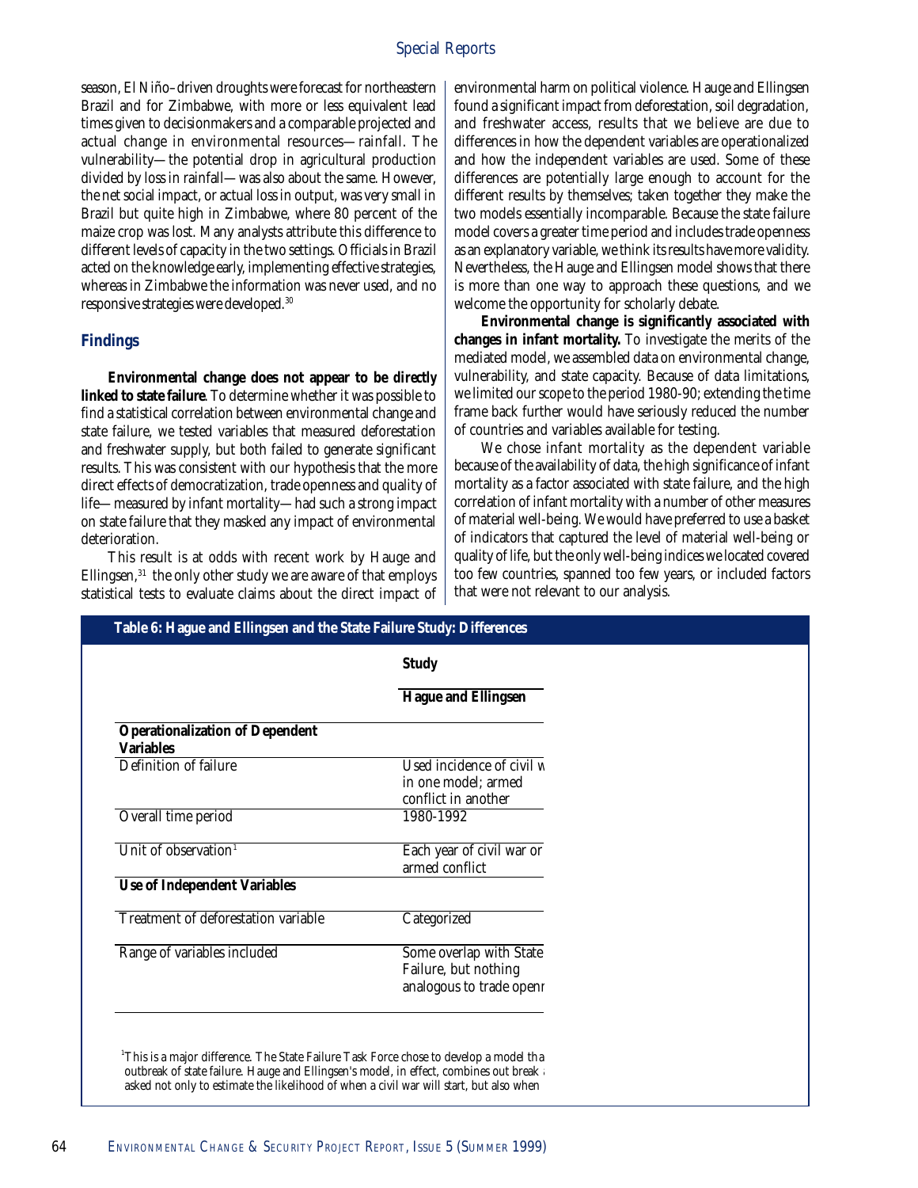season, El Niño–driven droughts were forecast for northeastern Brazil and for Zimbabwe, with more or less equivalent lead times given to decisionmakers and a comparable projected and actual change in environmental resources—rainfall. The vulnerability—the potential drop in agricultural production divided by loss in rainfall—was also about the same. However, the net social impact, or actual loss in output, was very small in Brazil but quite high in Zimbabwe, where 80 percent of the maize crop was lost. Many analysts attribute this difference to different levels of capacity in the two settings. Officials in Brazil acted on the knowledge early, implementing effective strategies, whereas in Zimbabwe the information was never used, and no responsive strategies were developed.[30]

### Findings

**Environmental change does not appear to be directly linked to state failure**. To determine whether it was possible to find a statistical correlation between environmental change and state failure, we tested variables that measured deforestation and freshwater supply, but both failed to generate significant results. This was consistent with our hypothesis that the more direct effects of democratization, trade openness and quality of life—measured by infant mortality—had such a strong impact on state failure that they masked any impact of environmental deterioration.

This result is at odds with recent work by Hauge and Ellingsen,[31] the only other study we are aware of that employs statistical tests to evaluate claims about the direct impact of environmental harm on political violence. Hauge and Ellingsen found a significant impact from deforestation, soil degradation, and freshwater access, results that we believe are due to differences in how the dependent variables are operationalized and how the independent variables are used. Some of these differences are potentially large enough to account for the different results by themselves; taken together they make the two models essentially incomparable. Because the state failure model covers a greater time period and includes trade openness as an explanatory variable, we think its results have more validity. Nevertheless, the Hauge and Ellingsen model shows that there is more than one way to approach these questions, and we welcome the opportunity for scholarly debate.

**Environmental change is significantly associated with changes in infant mortality.** To investigate the merits of the mediated model, we assembled data on environmental change, vulnerability, and state capacity. Because of data limitations, we limited our scope to the period 1980-90; extending the time frame back further would have seriously reduced the number of countries and variables available for testing.

We chose infant mortality as the dependent variable because of the availability of data, the high significance of infant mortality as a factor associated with state failure, and the high correlation of infant mortality with a number of other measures of material well-being. We would have preferred to use a basket of indicators that captured the level of material well-being or quality of life, but the only well-being indices we located covered too few countries, spanned too few years, or included factors that were not relevant to our analysis.

**Table 6: Hague and Ellingsen and the State Failure Study: Differences**

| | Study |
|---|---|
| | **Hague and Ellingsen** |
| **Operationalization of Dependent Variables** | |
| Definition of failure | Used incidence of civil w in one model; armed conflict in another |
| Overall time period | 1980-1992 |
| Unit of observation[1] | Each year of civil war or armed conflict |
| **Use of Independent Variables** | |
| Treatment of deforestation variable | Categorized |
| Range of variables included | Some overlap with State Failure, but nothing analogous to trade openr |

[1]This is a major difference. The State Failure Task Force chose to develop a model tha outbreak of state failure. Hauge and Ellingsen's model, in effect, combines out break a asked not only to estimate the likelihood of when a civil war will start, but also when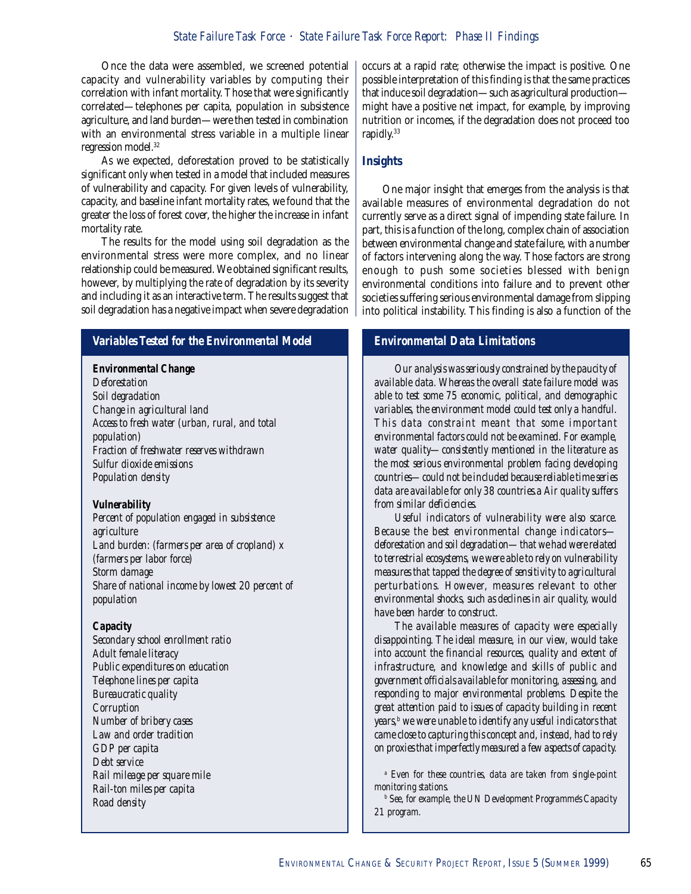Once the data were assembled, we screened potential capacity and vulnerability variables by computing their correlation with infant mortality. Those that were significantly correlated—telephones per capita, population in subsistence agriculture, and land burden—were then tested in combination with an environmental stress variable in a multiple linear regression model.[32]

As we expected, deforestation proved to be statistically significant only when tested in a model that included measures of vulnerability and capacity. For given levels of vulnerability, capacity, and baseline infant mortality rates, we found that the greater the loss of forest cover, the higher the increase in infant mortality rate.

The results for the model using soil degradation as the environmental stress were more complex, and no linear relationship could be measured. We obtained significant results, however, by multiplying the rate of degradation by its severity and including it as an interactive term. The results suggest that soil degradation has a negative impact when severe degradation occurs at a rapid rate; otherwise the impact is positive. One possible interpretation of this finding is that the same practices that induce soil degradation—such as agricultural production—might have a positive net impact, for example, by improving nutrition or incomes, if the degradation does not proceed too rapidly.[33]

## Insights

One major insight that emerges from the analysis is that available measures of environmental degradation do not currently serve as a direct signal of impending state failure. In part, this is a function of the long, complex chain of association between environmental change and state failure, with a number of factors intervening along the way. Those factors are strong enough to push some societies blessed with benign environmental conditions into failure and to prevent other societies suffering serious environmental damage from slipping into political instability. This finding is also a function of the

### Variables Tested for the Environmental Model

**Environmental Change**

*Deforestation*
*Soil degradation*
*Change in agricultural land*
*Access to fresh water (urban, rural, and total population)*
*Fraction of freshwater reserves withdrawn*
*Sulfur dioxide emissions*
*Population density*

**Vulnerability**

*Percent of population engaged in subsistence agriculture*
*Land burden: (farmers per area of cropland) x (farmers per labor force)*
*Storm damage*
*Share of national income by lowest 20 percent of population*

**Capacity**

*Secondary school enrollment ratio*
*Adult female literacy*
*Public expenditures on education*
*Telephone lines per capita*
*Bureaucratic quality*
*Corruption*
*Number of bribery cases*
*Law and order tradition*
*GDP per capita*
*Debt service*
*Rail mileage per square mile*
*Rail-ton miles per capita*
*Road density*

### Environmental Data Limitations

*Our analysis was seriously constrained by the paucity of available data. Whereas the overall state failure model was able to test some 75 economic, political, and demographic variables, the environment model could test only a handful. This data constraint meant that some important environmental factors could not be examined. For example, water quality—consistently mentioned in the literature as the most serious environmental problem facing developing countries—could not be included because reliable time series data are available for only 38 countries.*[a] *Air quality suffers from similar deficiencies.*

*Useful indicators of vulnerability were also scarce. Because the best environmental change indicators—deforestation and soil degradation—that we had were related to terrestrial ecosystems, we were able to rely on vulnerability measures that tapped the degree of sensitivity to agricultural perturbations. However, measures relevant to other environmental shocks, such as declines in air quality, would have been harder to construct.*

*The available measures of capacity were especially disappointing. The ideal measure, in our view, would take into account the financial resources, quality and extent of infrastructure, and knowledge and skills of public and government officials available for monitoring, assessing, and responding to major environmental problems. Despite the great attention paid to issues of capacity building in recent years,*[b] *we were unable to identify any useful indicators that came close to capturing this concept and, instead, had to rely on proxies that imperfectly measured a few aspects of capacity.*

[a] *Even for these countries, data are taken from single-point monitoring stations.*

[b] *See, for example, the UN Development Programme's Capacity 21 program.*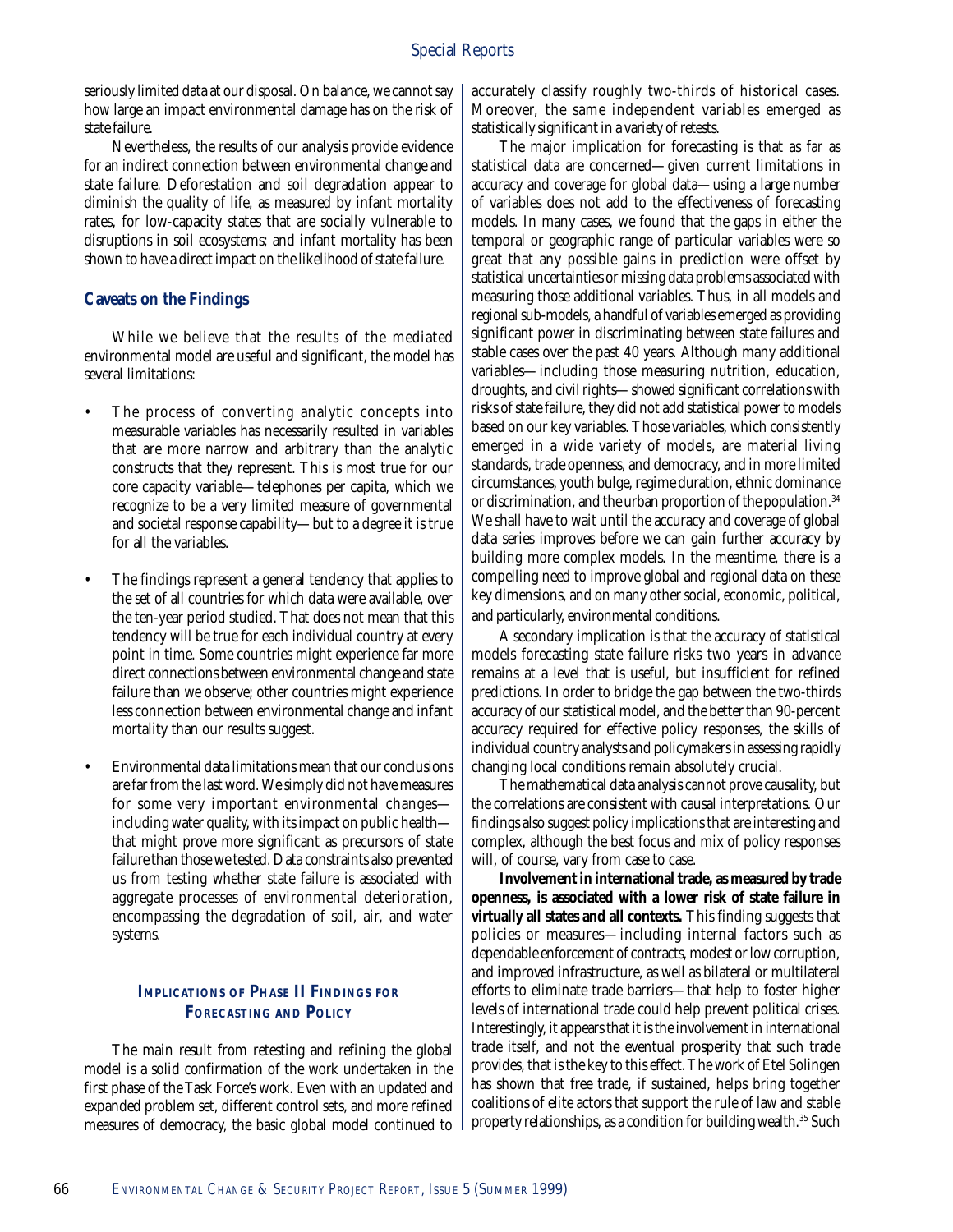seriously limited data at our disposal. On balance, we cannot say how large an impact environmental damage has on the risk of state failure.

Nevertheless, the results of our analysis provide evidence for an indirect connection between environmental change and state failure. Deforestation and soil degradation appear to diminish the quality of life, as measured by infant mortality rates, for low-capacity states that are socially vulnerable to disruptions in soil ecosystems; and infant mortality has been shown to have a direct impact on the likelihood of state failure.

### Caveats on the Findings

While we believe that the results of the mediated environmental model are useful and significant, the model has several limitations:

- The process of converting analytic concepts into measurable variables has necessarily resulted in variables that are more narrow and arbitrary than the analytic constructs that they represent. This is most true for our core capacity variable—telephones per capita, which we recognize to be a very limited measure of governmental and societal response capability—but to a degree it is true for all the variables.
- The findings represent a general tendency that applies to the set of all countries for which data were available, over the ten-year period studied. That does not mean that this tendency will be true for each individual country at every point in time. Some countries might experience far more direct connections between environmental change and state failure than we observe; other countries might experience less connection between environmental change and infant mortality than our results suggest.
- Environmental data limitations mean that our conclusions are far from the last word. We simply did not have measures for some very important environmental changes—including water quality, with its impact on public health—that might prove more significant as precursors of state failure than those we tested. Data constraints also prevented us from testing whether state failure is associated with aggregate processes of environmental deterioration, encompassing the degradation of soil, air, and water systems.

## Implications of Phase II Findings for Forecasting and Policy

The main result from retesting and refining the global model is a solid confirmation of the work undertaken in the first phase of the Task Force's work. Even with an updated and expanded problem set, different control sets, and more refined measures of democracy, the basic global model continued to accurately classify roughly two-thirds of historical cases. Moreover, the same independent variables emerged as statistically significant in a variety of retests.

The major implication for forecasting is that as far as statistical data are concerned—given current limitations in accuracy and coverage for global data—using a large number of variables does not add to the effectiveness of forecasting models. In many cases, we found that the gaps in either the temporal or geographic range of particular variables were so great that any possible gains in prediction were offset by statistical uncertainties or missing data problems associated with measuring those additional variables. Thus, in all models and regional sub-models, a handful of variables emerged as providing significant power in discriminating between state failures and stable cases over the past 40 years. Although many additional variables—including those measuring nutrition, education, droughts, and civil rights—showed significant correlations with risks of state failure, they did not add statistical power to models based on our key variables. Those variables, which consistently emerged in a wide variety of models, are material living standards, trade openness, and democracy, and in more limited circumstances, youth bulge, regime duration, ethnic dominance or discrimination, and the urban proportion of the population.[34] We shall have to wait until the accuracy and coverage of global data series improves before we can gain further accuracy by building more complex models. In the meantime, there is a compelling need to improve global and regional data on these key dimensions, and on many other social, economic, political, and particularly, environmental conditions.

A secondary implication is that the accuracy of statistical models forecasting state failure risks two years in advance remains at a level that is useful, but insufficient for refined predictions. In order to bridge the gap between the two-thirds accuracy of our statistical model, and the better than 90-percent accuracy required for effective policy responses, the skills of individual country analysts and policymakers in assessing rapidly changing local conditions remain absolutely crucial.

The mathematical data analysis cannot prove causality, but the correlations are consistent with causal interpretations. Our findings also suggest policy implications that are interesting and complex, although the best focus and mix of policy responses will, of course, vary from case to case.

**Involvement in international trade, as measured by trade openness, is associated with a lower risk of state failure in virtually all states and all contexts.** This finding suggests that policies or measures—including internal factors such as dependable enforcement of contracts, modest or low corruption, and improved infrastructure, as well as bilateral or multilateral efforts to eliminate trade barriers—that help to foster higher levels of international trade could help prevent political crises. Interestingly, it appears that it is the involvement in international trade itself, and not the eventual prosperity that such trade provides, that is the key to this effect. The work of Etel Solingen has shown that free trade, if sustained, helps bring together coalitions of elite actors that support the rule of law and stable property relationships, as a condition for building wealth.[35] Such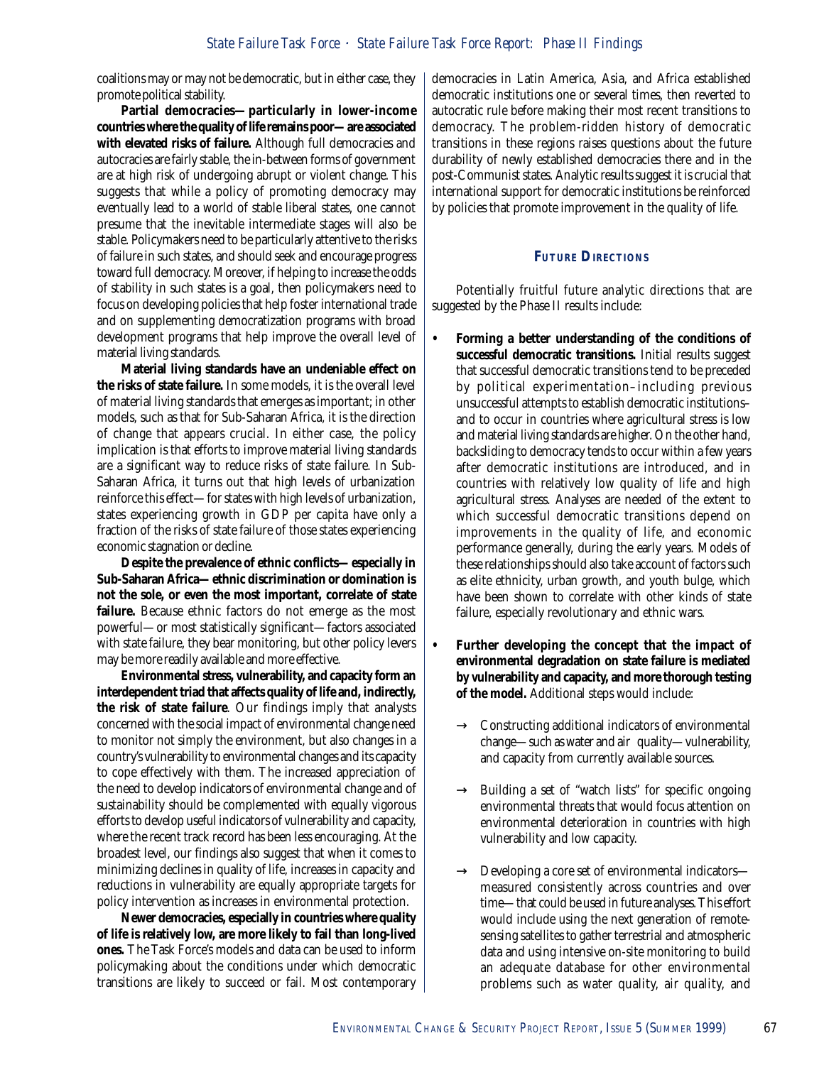coalitions may or may not be democratic, but in either case, they promote political stability.

**Partial democracies—particularly in lower-income countries where the quality of life remains poor—are associated with elevated risks of failure.** Although full democracies and autocracies are fairly stable, the in-between forms of government are at high risk of undergoing abrupt or violent change. This suggests that while a policy of promoting democracy may eventually lead to a world of stable liberal states, one cannot presume that the inevitable intermediate stages will also be stable. Policymakers need to be particularly attentive to the risks of failure in such states, and should seek and encourage progress toward full democracy. Moreover, if helping to increase the odds of stability in such states is a goal, then policymakers need to focus on developing policies that help foster international trade and on supplementing democratization programs with broad development programs that help improve the overall level of material living standards.

**Material living standards have an undeniable effect on the risks of state failure.** In some models, it is the overall level of material living standards that emerges as important; in other models, such as that for Sub-Saharan Africa, it is the direction of change that appears crucial. In either case, the policy implication is that efforts to improve material living standards are a significant way to reduce risks of state failure. In Sub-Saharan Africa, it turns out that high levels of urbanization reinforce this effect—for states with high levels of urbanization, states experiencing growth in GDP per capita have only a fraction of the risks of state failure of those states experiencing economic stagnation or decline.

**Despite the prevalence of ethnic conflicts—especially in Sub-Saharan Africa—ethnic discrimination or domination is not the sole, or even the most important, correlate of state failure.** Because ethnic factors do not emerge as the most powerful—or most statistically significant—factors associated with state failure, they bear monitoring, but other policy levers may be more readily available and more effective.

**Environmental stress, vulnerability, and capacity form an interdependent triad that affects quality of life and, indirectly, the risk of state failure**. Our findings imply that analysts concerned with the social impact of environmental change need to monitor not simply the environment, but also changes in a country's vulnerability to environmental changes and its capacity to cope effectively with them. The increased appreciation of the need to develop indicators of environmental change and of sustainability should be complemented with equally vigorous efforts to develop useful indicators of vulnerability and capacity, where the recent track record has been less encouraging. At the broadest level, our findings also suggest that when it comes to minimizing declines in quality of life, increases in capacity and reductions in vulnerability are equally appropriate targets for policy intervention as increases in environmental protection.

**Newer democracies, especially in countries where quality of life is relatively low, are more likely to fail than long-lived ones.** The Task Force's models and data can be used to inform policymaking about the conditions under which democratic transitions are likely to succeed or fail. Most contemporary democracies in Latin America, Asia, and Africa established democratic institutions one or several times, then reverted to autocratic rule before making their most recent transitions to democracy. The problem-ridden history of democratic transitions in these regions raises questions about the future durability of newly established democracies there and in the post-Communist states. Analytic results suggest it is crucial that international support for democratic institutions be reinforced by policies that promote improvement in the quality of life.

## FUTURE DIRECTIONS

Potentially fruitful future analytic directions that are suggested by the Phase II results include:

- **Forming a better understanding of the conditions of successful democratic transitions.** Initial results suggest that successful democratic transitions tend to be preceded by political experimentation–including previous unsuccessful attempts to establish democratic institutions–and to occur in countries where agricultural stress is low and material living standards are higher. On the other hand, backsliding to democracy tends to occur within a few years after democratic institutions are introduced, and in countries with relatively low quality of life and high agricultural stress. Analyses are needed of the extent to which successful democratic transitions depend on improvements in the quality of life, and economic performance generally, during the early years. Models of these relationships should also take account of factors such as elite ethnicity, urban growth, and youth bulge, which have been shown to correlate with other kinds of state failure, especially revolutionary and ethnic wars.

- **Further developing the concept that the impact of environmental degradation on state failure is mediated by vulnerability and capacity, and more thorough testing of the model.** Additional steps would include:

  - → Constructing additional indicators of environmental change—such as water and air quality—vulnerability, and capacity from currently available sources.

  - → Building a set of "watch lists" for specific ongoing environmental threats that would focus attention on environmental deterioration in countries with high vulnerability and low capacity.

  - → Developing a core set of environmental indicators—measured consistently across countries and over time—that could be used in future analyses. This effort would include using the next generation of remote-sensing satellites to gather terrestrial and atmospheric data and using intensive on-site monitoring to build an adequate database for other environmental problems such as water quality, air quality, and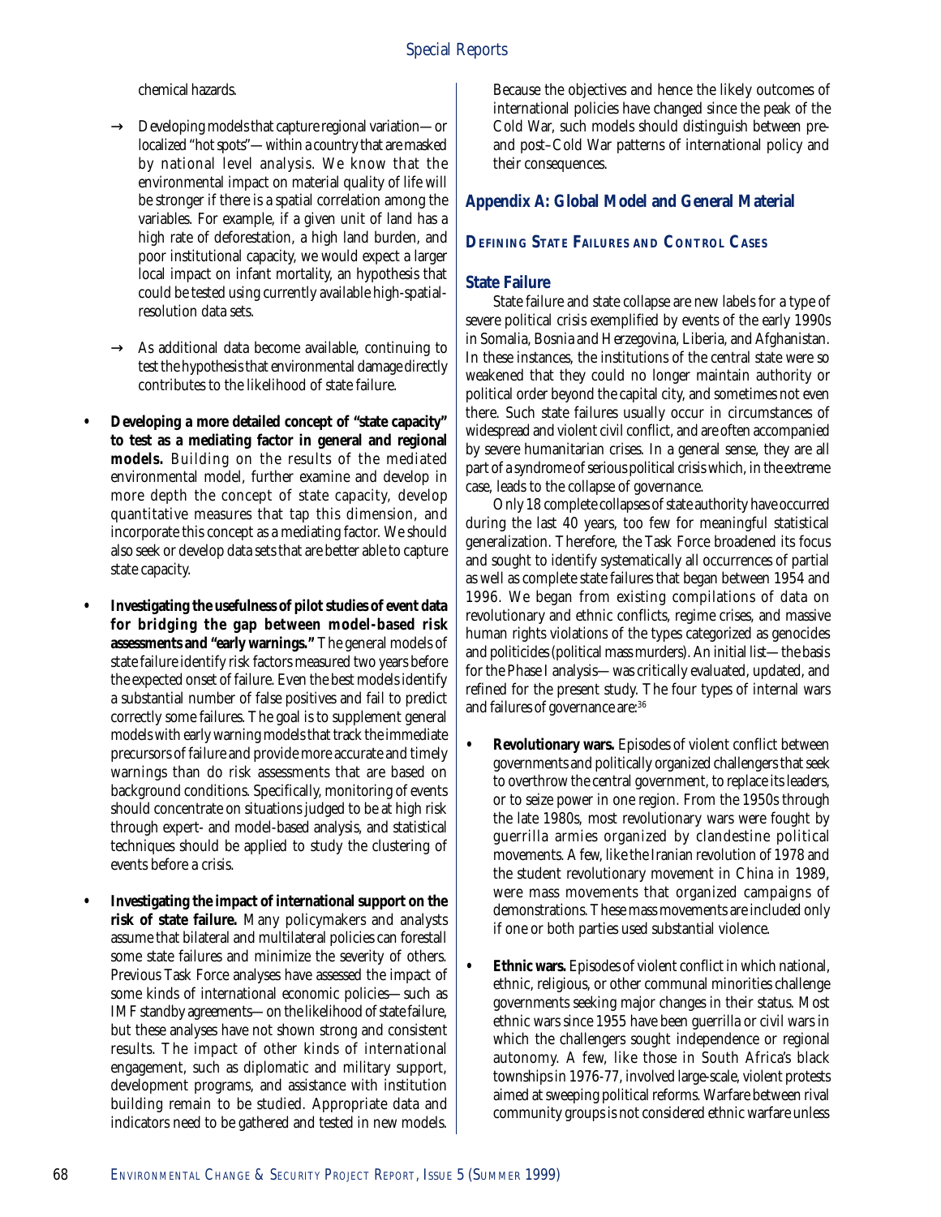chemical hazards.

- → Developing models that capture regional variation—or localized "hot spots"—within a country that are masked by national level analysis. We know that the environmental impact on material quality of life will be stronger if there is a spatial correlation among the variables. For example, if a given unit of land has a high rate of deforestation, a high land burden, and poor institutional capacity, we would expect a larger local impact on infant mortality, an hypothesis that could be tested using currently available high-spatial-resolution data sets.

- → As additional data become available, continuing to test the hypothesis that environmental damage directly contributes to the likelihood of state failure.

- **Developing a more detailed concept of "state capacity" to test as a mediating factor in general and regional models.** Building on the results of the mediated environmental model, further examine and develop in more depth the concept of state capacity, develop quantitative measures that tap this dimension, and incorporate this concept as a mediating factor. We should also seek or develop data sets that are better able to capture state capacity.

- **Investigating the usefulness of pilot studies of event data for bridging the gap between model-based risk assessments and "early warnings."** The general models of state failure identify risk factors measured two years before the expected onset of failure. Even the best models identify a substantial number of false positives and fail to predict correctly some failures. The goal is to supplement general models with early warning models that track the immediate precursors of failure and provide more accurate and timely warnings than do risk assessments that are based on background conditions. Specifically, monitoring of events should concentrate on situations judged to be at high risk through expert- and model-based analysis, and statistical techniques should be applied to study the clustering of events before a crisis.

- **Investigating the impact of international support on the risk of state failure.** Many policymakers and analysts assume that bilateral and multilateral policies can forestall some state failures and minimize the severity of others. Previous Task Force analyses have assessed the impact of some kinds of international economic policies—such as IMF standby agreements—on the likelihood of state failure, but these analyses have not shown strong and consistent results. The impact of other kinds of international engagement, such as diplomatic and military support, development programs, and assistance with institution building remain to be studied. Appropriate data and indicators need to be gathered and tested in new models. Because the objectives and hence the likely outcomes of international policies have changed since the peak of the Cold War, such models should distinguish between pre- and post–Cold War patterns of international policy and their consequences.

## Appendix A: Global Model and General Material

### Defining State Failures and Control Cases

#### State Failure

State failure and state collapse are new labels for a type of severe political crisis exemplified by events of the early 1990s in Somalia, Bosnia and Herzegovina, Liberia, and Afghanistan. In these instances, the institutions of the central state were so weakened that they could no longer maintain authority or political order beyond the capital city, and sometimes not even there. Such state failures usually occur in circumstances of widespread and violent civil conflict, and are often accompanied by severe humanitarian crises. In a general sense, they are all part of a syndrome of serious political crisis which, in the extreme case, leads to the collapse of governance.

Only 18 complete collapses of state authority have occurred during the last 40 years, too few for meaningful statistical generalization. Therefore, the Task Force broadened its focus and sought to identify systematically all occurrences of partial as well as complete state failures that began between 1954 and 1996. We began from existing compilations of data on revolutionary and ethnic conflicts, regime crises, and massive human rights violations of the types categorized as genocides and politicides (political mass murders). An initial list—the basis for the Phase I analysis—was critically evaluated, updated, and refined for the present study. The four types of internal wars and failures of governance are:[36]

- **Revolutionary wars.** Episodes of violent conflict between governments and politically organized challengers that seek to overthrow the central government, to replace its leaders, or to seize power in one region. From the 1950s through the late 1980s, most revolutionary wars were fought by guerrilla armies organized by clandestine political movements. A few, like the Iranian revolution of 1978 and the student revolutionary movement in China in 1989, were mass movements that organized campaigns of demonstrations. These mass movements are included only if one or both parties used substantial violence.

- **Ethnic wars.** Episodes of violent conflict in which national, ethnic, religious, or other communal minorities challenge governments seeking major changes in their status. Most ethnic wars since 1955 have been guerrilla or civil wars in which the challengers sought independence or regional autonomy. A few, like those in South Africa's black townships in 1976-77, involved large-scale, violent protests aimed at sweeping political reforms. Warfare between rival community groups is not considered ethnic warfare unless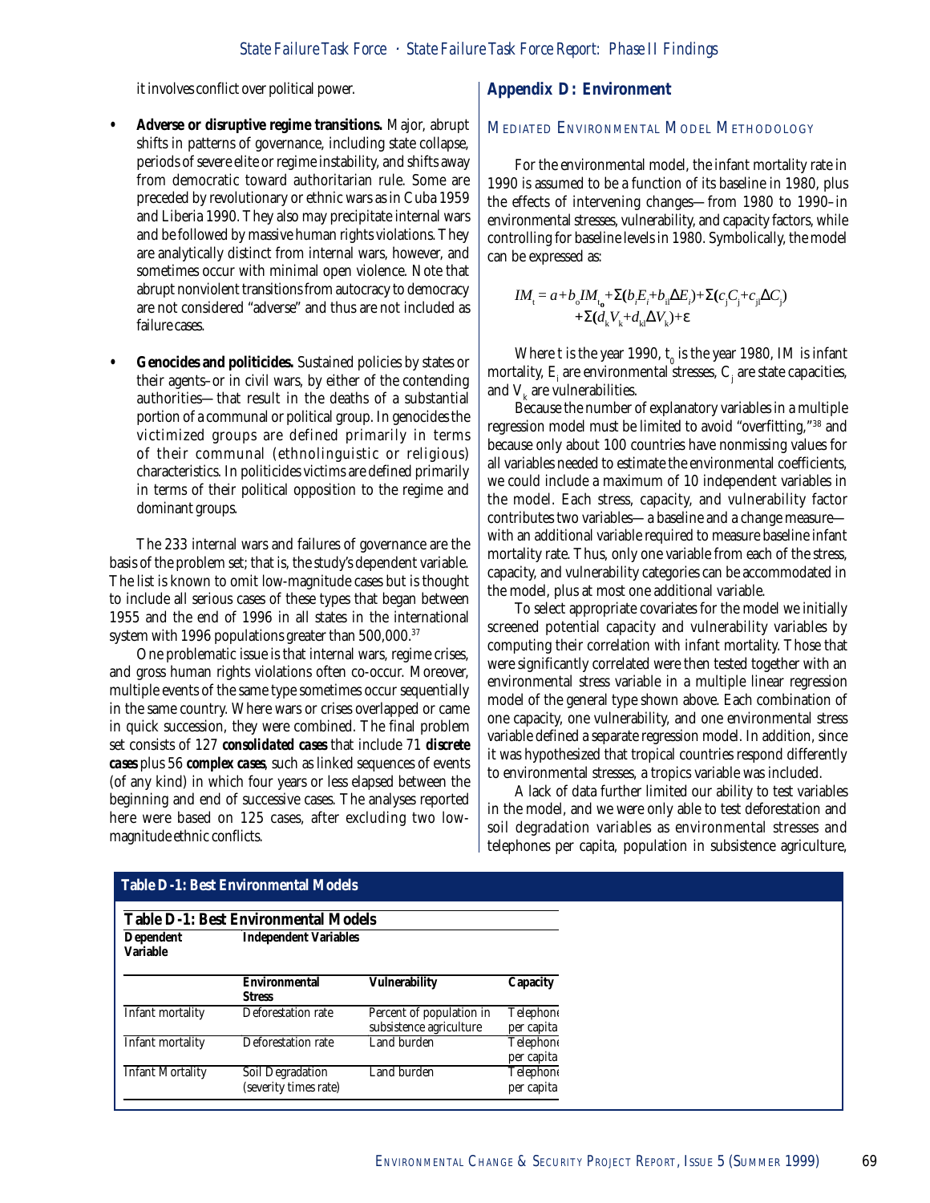it involves conflict over political power.

- **Adverse or disruptive regime transitions.** Major, abrupt shifts in patterns of governance, including state collapse, periods of severe elite or regime instability, and shifts away from democratic toward authoritarian rule. Some are preceded by revolutionary or ethnic wars as in Cuba 1959 and Liberia 1990. They also may precipitate internal wars and be followed by massive human rights violations. They are analytically distinct from internal wars, however, and sometimes occur with minimal open violence. Note that abrupt nonviolent transitions from autocracy to democracy are not considered "adverse" and thus are not included as failure cases.

- **Genocides and politicides.** Sustained policies by states or their agents–or in civil wars, by either of the contending authorities—that result in the deaths of a substantial portion of a communal or political group. In genocides the victimized groups are defined primarily in terms of their communal (ethnolinguistic or religious) characteristics. In politicides victims are defined primarily in terms of their political opposition to the regime and dominant groups.

The 233 internal wars and failures of governance are the basis of the problem set; that is, the study's dependent variable. The list is known to omit low-magnitude cases but is thought to include all serious cases of these types that began between 1955 and the end of 1996 in all states in the international system with 1996 populations greater than 500,000.[37]

One problematic issue is that internal wars, regime crises, and gross human rights violations often co-occur. Moreover, multiple events of the same type sometimes occur sequentially in the same country. Where wars or crises overlapped or came in quick succession, they were combined. The final problem set consists of 127 ***consolidated cases*** that include 71 ***discrete cases*** plus 56 ***complex cases***, such as linked sequences of events (of any kind) in which four years or less elapsed between the beginning and end of successive cases. The analyses reported here were based on 125 cases, after excluding two low-magnitude ethnic conflicts.

## Appendix D: Environment

### Mediated Environmental Model Methodology

For the environmental model, the infant mortality rate in 1990 is assumed to be a function of its baseline in 1980, plus the effects of intervening changes—from 1980 to 1990–in environmental stresses, vulnerability, and capacity factors, while controlling for baseline levels in 1980. Symbolically, the model can be expressed as:

$$IM_t = a + b_o IM_{t_0} + \Sigma(b_i E_i + b_{i1} \Delta E_i) + \Sigma(c_j C_j + c_{j1} \Delta C_j) + \Sigma(d_k V_k + d_{k1} \Delta V_k) + \varepsilon$$

Where t is the year 1990, $t_0$ is the year 1980, IM is infant mortality, $E_i$ are environmental stresses, $C_j$ are state capacities, and $V_k$ are vulnerabilities.

Because the number of explanatory variables in a multiple regression model must be limited to avoid "overfitting,"[38] and because only about 100 countries have nonmissing values for all variables needed to estimate the environmental coefficients, we could include a maximum of 10 independent variables in the model. Each stress, capacity, and vulnerability factor contributes two variables— a baseline and a change measure— with an additional variable required to measure baseline infant mortality rate. Thus, only one variable from each of the stress, capacity, and vulnerability categories can be accommodated in the model, plus at most one additional variable.

To select appropriate covariates for the model we initially screened potential capacity and vulnerability variables by computing their correlation with infant mortality. Those that were significantly correlated were then tested together with an environmental stress variable in a multiple linear regression model of the general type shown above. Each combination of one capacity, one vulnerability, and one environmental stress variable defined a separate regression model. In addition, since it was hypothesized that tropical countries respond differently to environmental stresses, a tropics variable was included.

A lack of data further limited our ability to test variables in the model, and we were only able to test deforestation and soil degradation variables as environmental stresses and telephones per capita, population in subsistence agriculture,

**Table D-1: Best Environmental Models**

| Dependent Variable | Independent Variables | | |
|---|---|---|---|
| | **Environmental Stress** | **Vulnerability** | **Capacity** |
| Infant mortality | Deforestation rate | Percent of population in subsistence agriculture | Telephones per capita |
| Infant mortality | Deforestation rate | Land burden | Telephones per capita |
| Infant Mortality | Soil Degradation (severity times rate) | Land burden | Telephones per capita |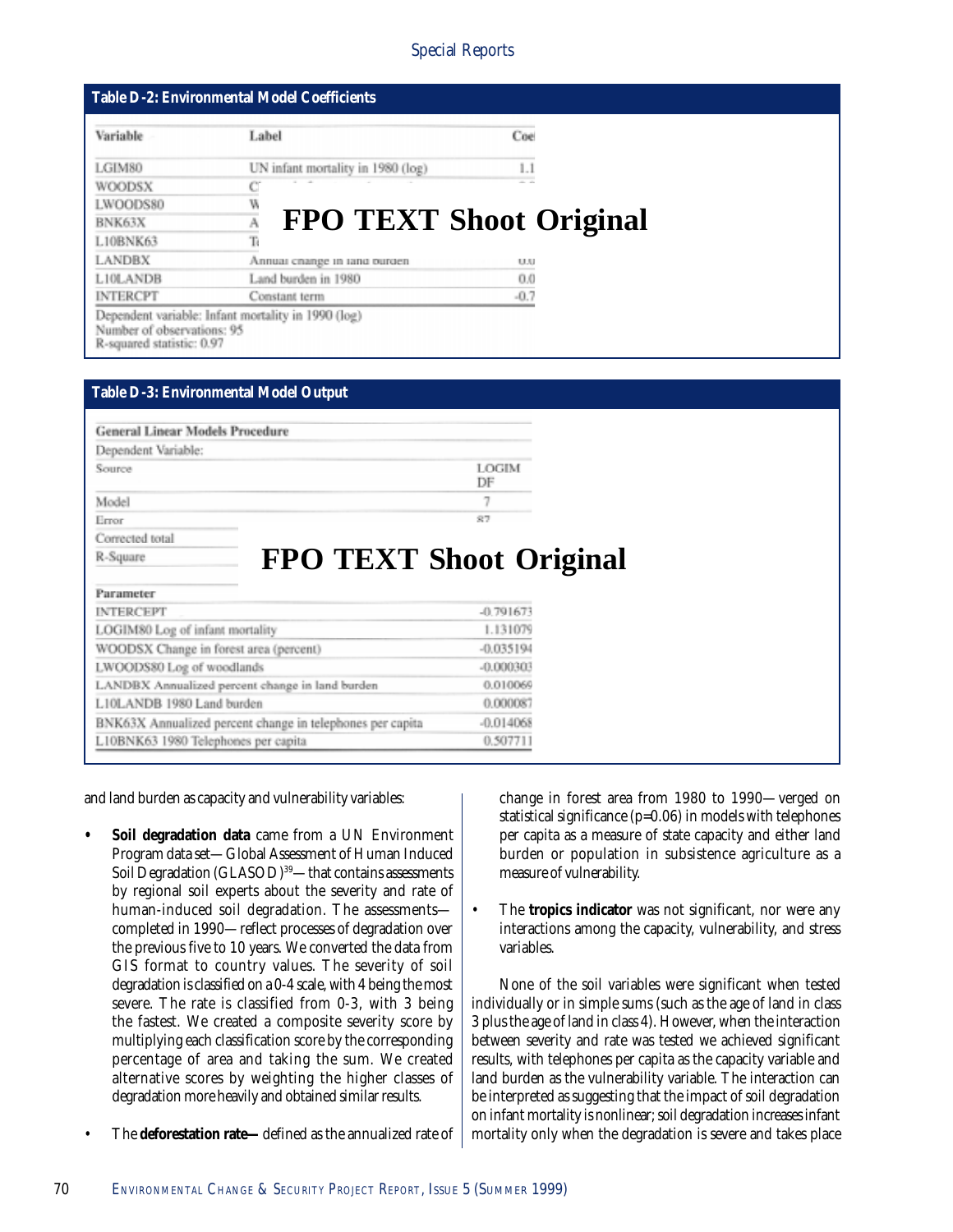**Table D-2: Environmental Model Coefficients**

| Variable | Label | Coe |
|---|---|---|
| LGIM80 | UN infant mortality in 1980 (log) | 1.1 |
| WOODSX | C | |
| LWOODS80 | W | |
| BNK63X | A | |
| L10BNK63 | T | |
| LANDBX | Annual change in land burden | 0.0 |
| L10LANDB | Land burden in 1980 | 0.0 |
| INTERCPT | Constant term | -0.7 |

FPO TEXT Shoot Original

Dependent variable: Infant mortality in 1990 (log)
Number of observations: 95
R-squared statistic: 0.97

**Table D-3: Environmental Model Output**

| General Linear Models Procedure | |
|---|---|
| Dependent Variable: | |
| Source | LOGIM DF |
| Model | 7 |
| Error | 87 |
| Corrected total | |
| R-Square | |

FPO TEXT Shoot Original

| Parameter | |
|---|---|
| INTERCEPT | -0.791673 |
| LOGIM80 Log of infant mortality | 1.131079 |
| WOODSX Change in forest area (percent) | -0.035194 |
| LWOODS80 Log of woodlands | -0.000303 |
| LANDBX Annualized percent change in land burden | 0.010069 |
| L10LANDB 1980 Land burden | 0.000087 |
| BNK63X Annualized percent change in telephones per capita | -0.014068 |
| L10BNK63 1980 Telephones per capita | 0.507711 |

and land burden as capacity and vulnerability variables:

- **Soil degradation data** came from a UN Environment Program data set—Global Assessment of Human Induced Soil Degradation (GLASOD)[39]—that contains assessments by regional soil experts about the severity and rate of human-induced soil degradation. The assessments—completed in 1990—reflect processes of degradation over the previous five to 10 years. We converted the data from GIS format to country values. The severity of soil degradation is classified on a 0-4 scale, with 4 being the most severe. The rate is classified from 0-3, with 3 being the fastest. We created a composite severity score by multiplying each classification score by the corresponding percentage of area and taking the sum. We created alternative scores by weighting the higher classes of degradation more heavily and obtained similar results.

- The **deforestation rate—** defined as the annualized rate of change in forest area from 1980 to 1990—verged on statistical significance ($p=0.06$) in models with telephones per capita as a measure of state capacity and either land burden or population in subsistence agriculture as a measure of vulnerability.

- The **tropics indicator** was not significant, nor were any interactions among the capacity, vulnerability, and stress variables.

None of the soil variables were significant when tested individually or in simple sums (such as the age of land in class 3 plus the age of land in class 4). However, when the interaction between severity and rate was tested we achieved significant results, with telephones per capita as the capacity variable and land burden as the vulnerability variable. The interaction can be interpreted as suggesting that the impact of soil degradation on infant mortality is nonlinear; soil degradation increases infant mortality only when the degradation is severe and takes place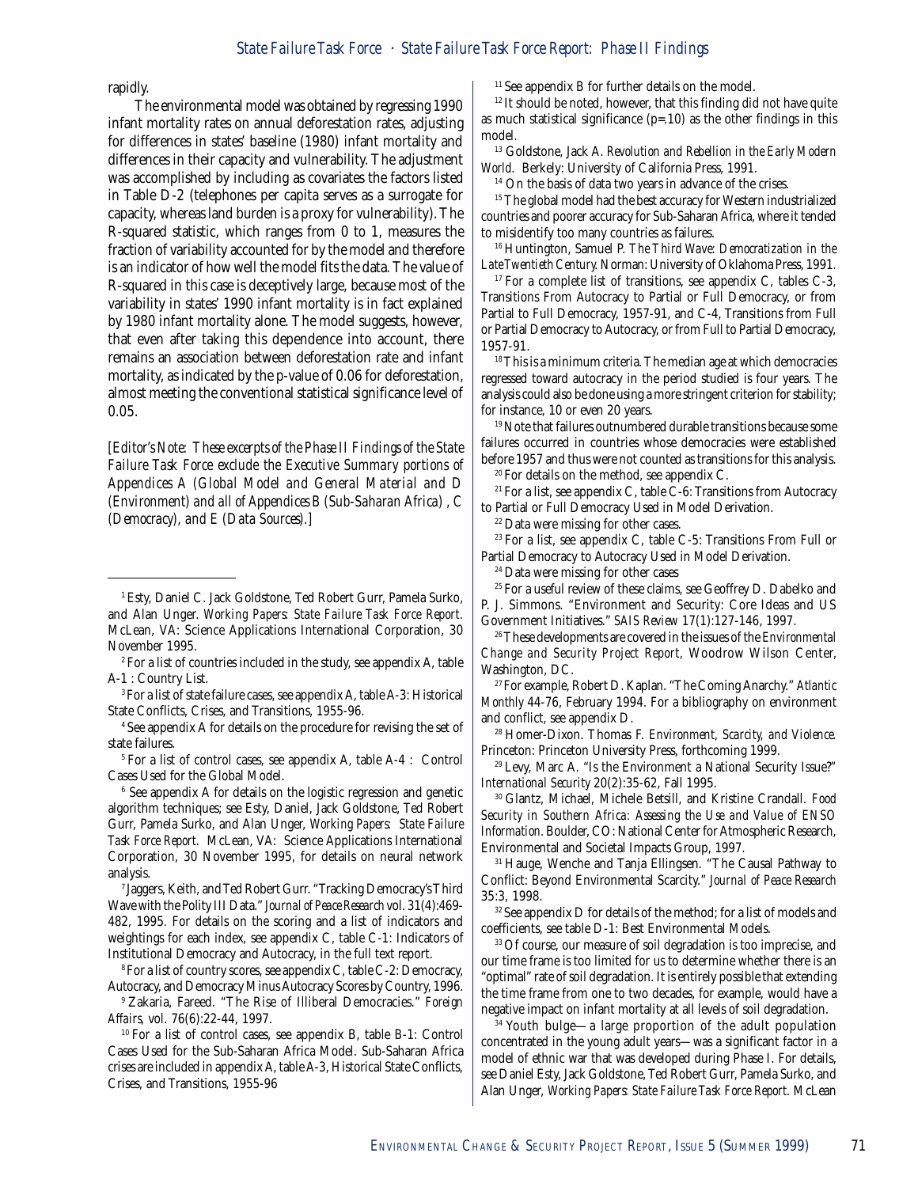rapidly.

The environmental model was obtained by regressing 1990 infant mortality rates on annual deforestation rates, adjusting for differences in states' baseline (1980) infant mortality and differences in their capacity and vulnerability. The adjustment was accomplished by including as covariates the factors listed in Table D-2 (telephones per capita serves as a surrogate for capacity, whereas land burden is a proxy for vulnerability). The R-squared statistic, which ranges from 0 to 1, measures the fraction of variability accounted for by the model and therefore is an indicator of how well the model fits the data. The value of R-squared in this case is deceptively large, because most of the variability in states' 1990 infant mortality is in fact explained by 1980 infant mortality alone. The model suggests, however, that even after taking this dependence into account, there remains an association between deforestation rate and infant mortality, as indicated by the p-value of 0.06 for deforestation, almost meeting the conventional statistical significance level of 0.05.

*[Editor's Note: These excerpts of the Phase II Findings of the State Failure Task Force exclude the Executive Summary portions of Appendices A (Global Model and General Material and D (Environment) and all of Appendices B (Sub-Saharan Africa) , C (Democracy), and E (Data Sources).]*

---

[1] Esty, Daniel C. Jack Goldstone, Ted Robert Gurr, Pamela Surko, and Alan Unger. *Working Papers: State Failure Task Force Report*. McLean, VA: Science Applications International Corporation, 30 November 1995.

[2] For a list of countries included in the study, see appendix A, table A-1 : Country List.

[3] For a list of state failure cases, see appendix A, table A-3: Historical State Conflicts, Crises, and Transitions, 1955-96.

[4] See appendix A for details on the procedure for revising the set of state failures.

[5] For a list of control cases, see appendix A, table A-4 : Control Cases Used for the Global Model.

[6] See appendix A for details on the logistic regression and genetic algorithm techniques; see Esty, Daniel, Jack Goldstone, Ted Robert Gurr, Pamela Surko, and Alan Unger, *Working Papers: State Failure Task Force Report*. McLean, VA: Science Applications International Corporation, 30 November 1995, for details on neural network analysis.

[7] Jaggers, Keith, and Ted Robert Gurr. "Tracking Democracy's Third Wave with the Polity III Data." *Journal of Peace Research* vol. 31(4):469-482, 1995. For details on the scoring and a list of indicators and weightings for each index, see appendix C, table C-1: Indicators of Institutional Democracy and Autocracy, in the full text report.

[8] For a list of country scores, see appendix C, table C-2: Democracy, Autocracy, and Democracy Minus Autocracy Scores by Country, 1996.

[9] Zakaria, Fareed. "The Rise of Illiberal Democracies." *Foreign Affairs*, vol. 76(6):22-44, 1997.

[10] For a list of control cases, see appendix B, table B-1: Control Cases Used for the Sub-Saharan Africa Model. Sub-Saharan Africa crises are included in appendix A, table A-3, Historical State Conflicts, Crises, and Transitions, 1955-96

[11] See appendix B for further details on the model.

[12] It should be noted, however, that this finding did not have quite as much statistical significance (p=.10) as the other findings in this model.

[13] Goldstone, Jack A. *Revolution and Rebellion in the Early Modern World*. Berkely: University of California Press, 1991.

[14] On the basis of data two years in advance of the crises.

[15] The global model had the best accuracy for Western industrialized countries and poorer accuracy for Sub-Saharan Africa, where it tended to misidentify too many countries as failures.

[16] Huntington, Samuel P. *The Third Wave: Democratization in the Late Twentieth Century*. Norman: University of Oklahoma Press, 1991.

[17] For a complete list of transitions, see appendix C, tables C-3, Transitions From Autocracy to Partial or Full Democracy, or from Partial to Full Democracy, 1957-91, and C-4, Transitions from Full or Partial Democracy to Autocracy, or from Full to Partial Democracy, 1957-91.

[18] This is a minimum criteria. The median age at which democracies regressed toward autocracy in the period studied is four years. The analysis could also be done using a more stringent criterion for stability; for instance, 10 or even 20 years.

[19] Note that failures outnumbered durable transitions because some failures occurred in countries whose democracies were established before 1957 and thus were not counted as transitions for this analysis.

[20] For details on the method, see appendix C.

[21] For a list, see appendix C, table C-6: Transitions from Autocracy to Partial or Full Democracy Used in Model Derivation.

[22] Data were missing for other cases.

[23] For a list, see appendix C, table C-5: Transitions From Full or Partial Democracy to Autocracy Used in Model Derivation.

[24] Data were missing for other cases

[25] For a useful review of these claims, see Geoffrey D. Dabelko and P. J. Simmons. "Environment and Security: Core Ideas and US Government Initiatives." *SAIS Review* 17(1):127-146, 1997.

[26] These developments are covered in the issues of the *Environmental Change and Security Project Report*, Woodrow Wilson Center, Washington, DC.

[27] For example, Robert D. Kaplan. "The Coming Anarchy." *Atlantic Monthly* 44-76, February 1994. For a bibliography on environment and conflict, see appendix D.

[28] Homer-Dixon. Thomas F. *Environment, Scarcity, and Violence*. Princeton: Princeton University Press, forthcoming 1999.

[29] Levy, Marc A. "Is the Environment a National Security Issue?" *International Security* 20(2):35-62, Fall 1995.

[30] Glantz, Michael, Michele Betsill, and Kristine Crandall. *Food Security in Southern Africa: Assessing the Use and Value of ENSO Information*. Boulder, CO: National Center for Atmospheric Research, Environmental and Societal Impacts Group, 1997.

[31] Hauge, Wenche and Tanja Ellingsen. "The Causal Pathway to Conflict: Beyond Environmental Scarcity." *Journal of Peace Research* 35:3, 1998.

[32] See appendix D for details of the method; for a list of models and coefficients, see table D-1: Best Environmental Models.

[33] Of course, our measure of soil degradation is too imprecise, and our time frame is too limited for us to determine whether there is an "optimal" rate of soil degradation. It is entirely possible that extending the time frame from one to two decades, for example, would have a negative impact on infant mortality at all levels of soil degradation.

[34] Youth bulge—a large proportion of the adult population concentrated in the young adult years—was a significant factor in a model of ethnic war that was developed during Phase I. For details, see Daniel Esty, Jack Goldstone, Ted Robert Gurr, Pamela Surko, and Alan Unger, *Working Papers: State Failure Task Force Report*. McLean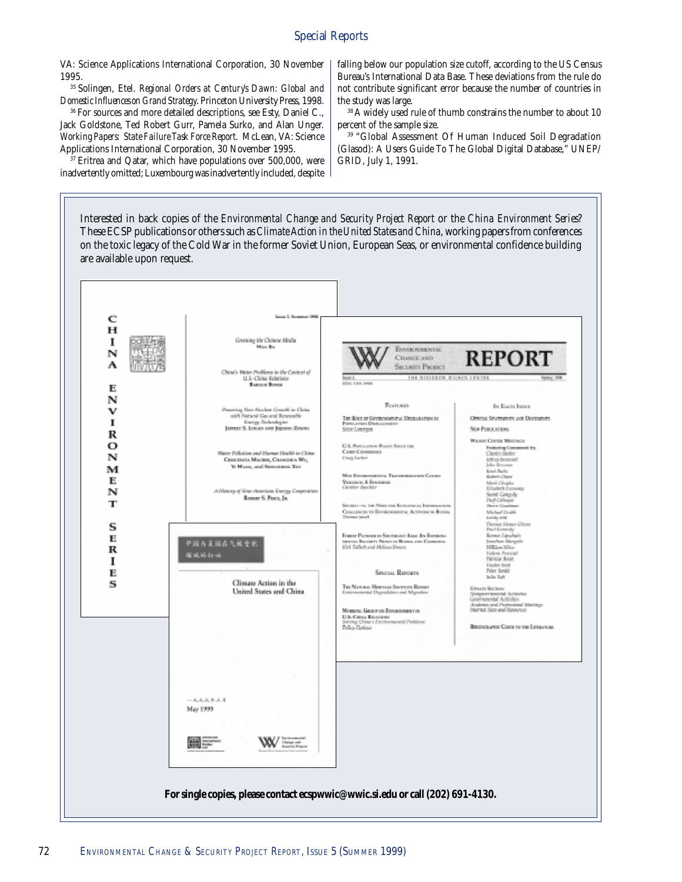VA: Science Applications International Corporation, 30 November 1995.

[35] Solingen, Etel. *Regional Orders at Century's Dawn: Global and Domestic Influences on Grand Strategy*. Princeton University Press, 1998.

[36] For sources and more detailed descriptions, see Esty, Daniel C., Jack Goldstone, Ted Robert Gurr, Pamela Surko, and Alan Unger. *Working Papers: State Failure Task Force Report*. McLean, VA: Science Applications International Corporation, 30 November 1995.

[37] Eritrea and Qatar, which have populations over 500,000, were inadvertently omitted; Luxembourg was inadvertently included, despite falling below our population size cutoff, according to the US Census Bureau's International Data Base. These deviations from the rule do not contribute significant error because the number of countries in the study was large.

[38] A widely used rule of thumb constrains the number to about 10 percent of the sample size.

[39] "Global Assessment Of Human Induced Soil Degradation (Glasod): A Users Guide To The Global Digital Database," UNEP/GRID, July 1, 1991.

Interested in back copies of the *Environmental Change and Security Project Report* or the *China Environment Series*? These ECSP publications or others such as *Climate Action in the United States and China*, working papers from conferences on the toxic legacy of the Cold War in the former Soviet Union, European Seas, or environmental confidence building are available upon request.

**For single copies, please contact ecspwwic@wwic.si.edu or call (202) 691-4130.**